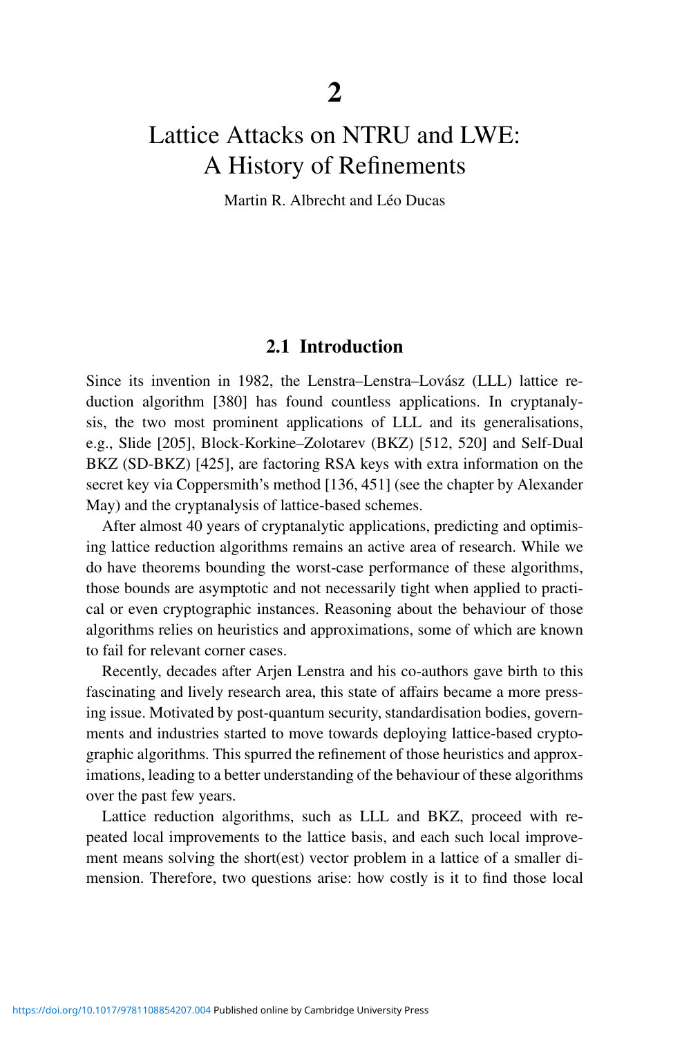# 2

# Lattice Attacks on NTRU and LWE: A History of Refinements

Martin R. Albrecht and Léo Ducas

## 2.1 Introduction

Since its invention in 1982, the Lenstra–Lenstra–Lovász (LLL) lattice reduction algorithm [380] has found countless applications. In cryptanalysis, the two most prominent applications of LLL and its generalisations, e.g., Slide [205], Block-Korkine–Zolotarev (BKZ) [512, 520] and Self-Dual BKZ (SD-BKZ) [425], are factoring RSA keys with extra information on the secret key via Coppersmith's method [136, 451] (see the chapter by Alexander May) and the cryptanalysis of lattice-based schemes.

After almost 40 years of cryptanalytic applications, predicting and optimising lattice reduction algorithms remains an active area of research. While we do have theorems bounding the worst-case performance of these algorithms, those bounds are asymptotic and not necessarily tight when applied to practical or even cryptographic instances. Reasoning about the behaviour of those algorithms relies on heuristics and approximations, some of which are known to fail for relevant corner cases.

Recently, decades after Arjen Lenstra and his co-authors gave birth to this fascinating and lively research area, this state of affairs became a more pressing issue. Motivated by post-quantum security, standardisation bodies, governments and industries started to move towards deploying lattice-based cryptographic algorithms. This spurred the refinement of those heuristics and approximations, leading to a better understanding of the behaviour of these algorithms over the past few years.

Lattice reduction algorithms, such as LLL and BKZ, proceed with repeated local improvements to the lattice basis, and each such local improvement means solving the short(est) vector problem in a lattice of a smaller dimension. Therefore, two questions arise: how costly is it to find those local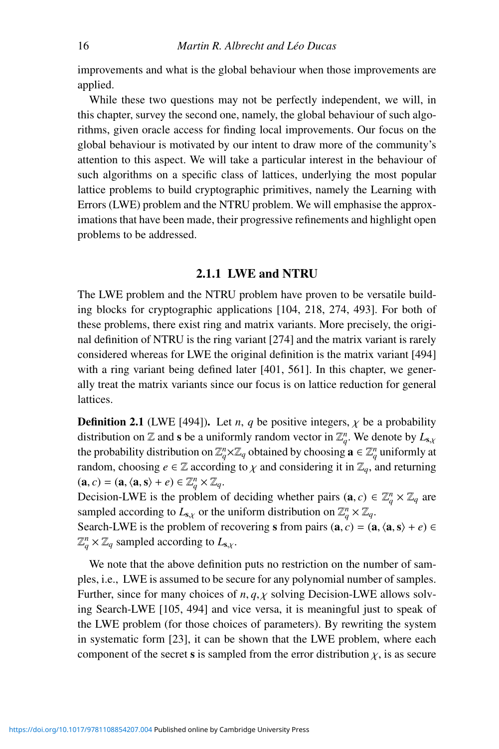improvements and what is the global behaviour when those improvements are applied.

While these two questions may not be perfectly independent, we will, in this chapter, survey the second one, namely, the global behaviour of such algorithms, given oracle access for finding local improvements. Our focus on the global behaviour is motivated by our intent to draw more of the community's attention to this aspect. We will take a particular interest in the behaviour of such algorithms on a specific class of lattices, underlying the most popular lattice problems to build cryptographic primitives, namely the Learning with Errors (LWE) problem and the NTRU problem. We will emphasise the approximations that have been made, their progressive refinements and highlight open problems to be addressed.

### 2.1.1 LWE and NTRU

The LWE problem and the NTRU problem have proven to be versatile building blocks for cryptographic applications [104, 218, 274, 493]. For both of these problems, there exist ring and matrix variants. More precisely, the original definition of NTRU is the ring variant [274] and the matrix variant is rarely considered whereas for LWE the original definition is the matrix variant [494] with a ring variant being defined later [401, 561]. In this chapter, we generally treat the matrix variants since our focus is on lattice reduction for general lattices.

**Definition 2.1** (LWE [494])**.** Let $n$, $q$ be positive integers, $\chi$ be a probability distribution on $\mathbb{Z}$ and $\mathbf{s}$ be a uniformly random vector in $\mathbb{Z}_q^n$. We denote by $L_{\mathbf{s},\chi}$ the probability distribution on $\mathbb{Z}_q^n \times \mathbb{Z}_q$ obtained by choosing $\mathbf{a} \in \mathbb{Z}_q^n$ uniformly at random, choosing $e \in \mathbb{Z}$ according to $\chi$ and considering it in $\mathbb{Z}_q$, and returning $(\mathbf{a}, c) = (\mathbf{a}, \langle \mathbf{a}, \mathbf{s} \rangle + e) \in \mathbb{Z}_q^n \times \mathbb{Z}_q$.
Decision-LWE is the problem of deciding whether pairs $(\mathbf{a}, c) \in \mathbb{Z}_q^n \times \mathbb{Z}_q$ are sampled according to $L_{\mathbf{s},\chi}$ or the uniform distribution on $\mathbb{Z}_q^n \times \mathbb{Z}_q$.
Search-LWE is the problem of recovering $\mathbf{s}$ from pairs $(\mathbf{a}, c) = (\mathbf{a}, \langle \mathbf{a}, \mathbf{s} \rangle + e) \in \mathbb{Z}_q^n \times \mathbb{Z}_q$ sampled according to $L_{\mathbf{s},\chi}$.

We note that the above definition puts no restriction on the number of samples, i.e., LWE is assumed to be secure for any polynomial number of samples. Further, since for many choices of $n, q, \chi$ solving Decision-LWE allows solving Search-LWE [105, 494] and vice versa, it is meaningful just to speak of the LWE problem (for those choices of parameters). By rewriting the system in systematic form [23], it can be shown that the LWE problem, where each component of the secret $\mathbf{s}$ is sampled from the error distribution $\chi$, is as secure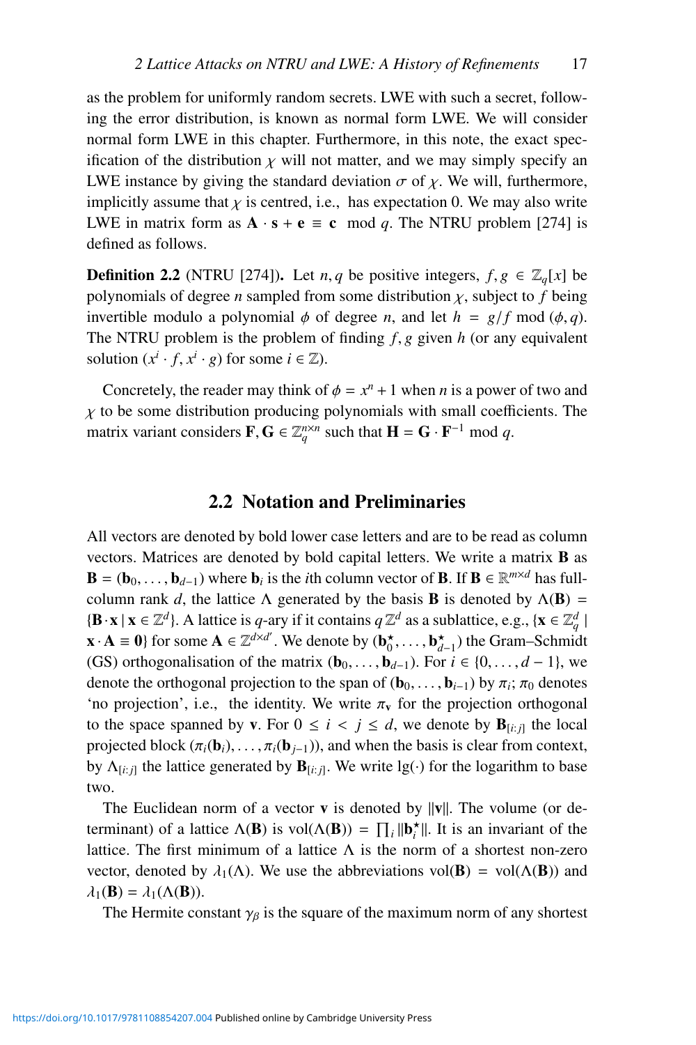as the problem for uniformly random secrets. LWE with such a secret, following the error distribution, is known as normal form LWE. We will consider normal form LWE in this chapter. Furthermore, in this note, the exact specification of the distribution $\chi$ will not matter, and we may simply specify an LWE instance by giving the standard deviation $\sigma$ of $\chi$. We will, furthermore, implicitly assume that $\chi$ is centred, i.e., has expectation 0. We may also write LWE in matrix form as $\mathbf{A} \cdot \mathbf{s} + \mathbf{e} \equiv \mathbf{c} \mod q$. The NTRU problem [274] is defined as follows.

**Definition 2.2** (NTRU [274]). Let $n, q$ be positive integers, $f, g \in \mathbb{Z}_q[x]$ be polynomials of degree $n$ sampled from some distribution $\chi$, subject to $f$ being invertible modulo a polynomial $\phi$ of degree $n$, and let $h = g/f \bmod (\phi, q)$. The NTRU problem is the problem of finding $f, g$ given $h$ (or any equivalent solution $(x^i \cdot f, x^i \cdot g)$ for some $i \in \mathbb{Z}$).

Concretely, the reader may think of $\phi = x^n + 1$ when $n$ is a power of two and $\chi$ to be some distribution producing polynomials with small coefficients. The matrix variant considers $\mathbf{F}, \mathbf{G} \in \mathbb{Z}_q^{n \times n}$ such that $\mathbf{H} = \mathbf{G} \cdot \mathbf{F}^{-1} \bmod q$.

## 2.2 Notation and Preliminaries

All vectors are denoted by bold lower case letters and are to be read as column vectors. Matrices are denoted by bold capital letters. We write a matrix $\mathbf{B}$ as $\mathbf{B} = (\mathbf{b}_0, \ldots, \mathbf{b}_{d-1})$ where $\mathbf{b}_i$ is the $i$th column vector of $\mathbf{B}$. If $\mathbf{B} \in \mathbb{R}^{m \times d}$ has full-column rank $d$, the lattice $\Lambda$ generated by the basis $\mathbf{B}$ is denoted by $\Lambda(\mathbf{B}) = \{\mathbf{B} \cdot \mathbf{x} \mid \mathbf{x} \in \mathbb{Z}^d\}$. A lattice is $q$-ary if it contains $q\,\mathbb{Z}^d$ as a sublattice, e.g., $\{\mathbf{x} \in \mathbb{Z}_q^d \mid \mathbf{x} \cdot \mathbf{A} \equiv \mathbf{0}\}$ for some $\mathbf{A} \in \mathbb{Z}^{d \times d'}$. We denote by $(\mathbf{b}_0^\star, \ldots, \mathbf{b}_{d-1}^\star)$ the Gram–Schmidt (GS) orthogonalisation of the matrix $(\mathbf{b}_0, \ldots, \mathbf{b}_{d-1})$. For $i \in \{0, \ldots, d-1\}$, we denote the orthogonal projection to the span of $(\mathbf{b}_0, \ldots, \mathbf{b}_{i-1})$ by $\pi_i$; $\pi_0$ denotes 'no projection', i.e., the identity. We write $\pi_\mathbf{v}$ for the projection orthogonal to the space spanned by $\mathbf{v}$. For $0 \le i < j \le d$, we denote by $\mathbf{B}_{[i:j]}$ the local projected block $(\pi_i(\mathbf{b}_i), \ldots, \pi_i(\mathbf{b}_{j-1}))$, and when the basis is clear from context, by $\Lambda_{[i:j]}$ the lattice generated by $\mathbf{B}_{[i:j]}$. We write $\lg(\cdot)$ for the logarithm to base two.

The Euclidean norm of a vector $\mathbf{v}$ is denoted by $\|\mathbf{v}\|$. The volume (or determinant) of a lattice $\Lambda(\mathbf{B})$ is $\mathrm{vol}(\Lambda(\mathbf{B})) = \prod_i \|\mathbf{b}_i^\star\|$. It is an invariant of the lattice. The first minimum of a lattice $\Lambda$ is the norm of a shortest non-zero vector, denoted by $\lambda_1(\Lambda)$. We use the abbreviations $\mathrm{vol}(\mathbf{B}) = \mathrm{vol}(\Lambda(\mathbf{B}))$ and $\lambda_1(\mathbf{B}) = \lambda_1(\Lambda(\mathbf{B}))$.

The Hermite constant $\gamma_\beta$ is the square of the maximum norm of any shortest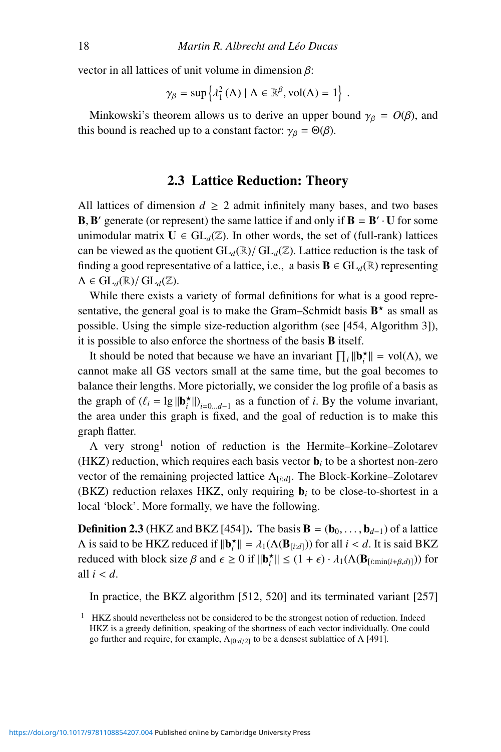vector in all lattices of unit volume in dimension $\beta$:

$$\gamma_\beta = \sup\left\{\lambda_1^2(\Lambda) \mid \Lambda \in \mathbb{R}^\beta, \mathrm{vol}(\Lambda) = 1\right\} .$$

Minkowski's theorem allows us to derive an upper bound $\gamma_\beta = O(\beta)$, and this bound is reached up to a constant factor: $\gamma_\beta = \Theta(\beta)$.

## 2.3 Lattice Reduction: Theory

All lattices of dimension $d \geq 2$ admit infinitely many bases, and two bases $\mathbf{B}, \mathbf{B}'$ generate (or represent) the same lattice if and only if $\mathbf{B} = \mathbf{B}' \cdot \mathbf{U}$ for some unimodular matrix $\mathbf{U} \in \mathrm{GL}_d(\mathbb{Z})$. In other words, the set of (full-rank) lattices can be viewed as the quotient $\mathrm{GL}_d(\mathbb{R})/\,\mathrm{GL}_d(\mathbb{Z})$. Lattice reduction is the task of finding a good representative of a lattice, i.e., a basis $\mathbf{B} \in \mathrm{GL}_d(\mathbb{R})$ representing $\Lambda \in \mathrm{GL}_d(\mathbb{R})/\,\mathrm{GL}_d(\mathbb{Z})$.

While there exists a variety of formal definitions for what is a good representative, the general goal is to make the Gram–Schmidt basis $\mathbf{B}^\star$ as small as possible. Using the simple size-reduction algorithm (see [454, Algorithm 3]), it is possible to also enforce the shortness of the basis $\mathbf{B}$ itself.

It should be noted that because we have an invariant $\prod_i \|\mathbf{b}_i^\star\| = \mathrm{vol}(\Lambda)$, we cannot make all GS vectors small at the same time, but the goal becomes to balance their lengths. More pictorially, we consider the log profile of a basis as the graph of $(\ell_i = \lg \|\mathbf{b}_i^\star\|)_{i=0\ldots d-1}$ as a function of $i$. By the volume invariant, the area under this graph is fixed, and the goal of reduction is to make this graph flatter.

A very strong[1] notion of reduction is the Hermite–Korkine–Zolotarev (HKZ) reduction, which requires each basis vector $\mathbf{b}_i$ to be a shortest non-zero vector of the remaining projected lattice $\Lambda_{[i:d]}$. The Block-Korkine–Zolotarev (BKZ) reduction relaxes HKZ, only requiring $\mathbf{b}_i$ to be close-to-shortest in a local 'block'. More formally, we have the following.

**Definition 2.3** (HKZ and BKZ [454])**.** The basis $\mathbf{B} = (\mathbf{b}_0, \ldots, \mathbf{b}_{d-1})$ of a lattice $\Lambda$ is said to be HKZ reduced if $\|\mathbf{b}_i^\star\| = \lambda_1(\Lambda(\mathbf{B}_{[i:d]}))$ for all $i < d$. It is said BKZ reduced with block size $\beta$ and $\epsilon \geq 0$ if $\|\mathbf{b}_i^\star\| \leq (1+\epsilon) \cdot \lambda_1(\Lambda(\mathbf{B}_{[i:\min(i+\beta,d)]}))$ for all $i < d$.

In practice, the BKZ algorithm [512, 520] and its terminated variant [257]

[1] HKZ should nevertheless not be considered to be the strongest notion of reduction. Indeed HKZ is a greedy definition, speaking of the shortness of each vector individually. One could go further and require, for example, $\Lambda_{[0:d/2]}$ to be a densest sublattice of $\Lambda$ [491].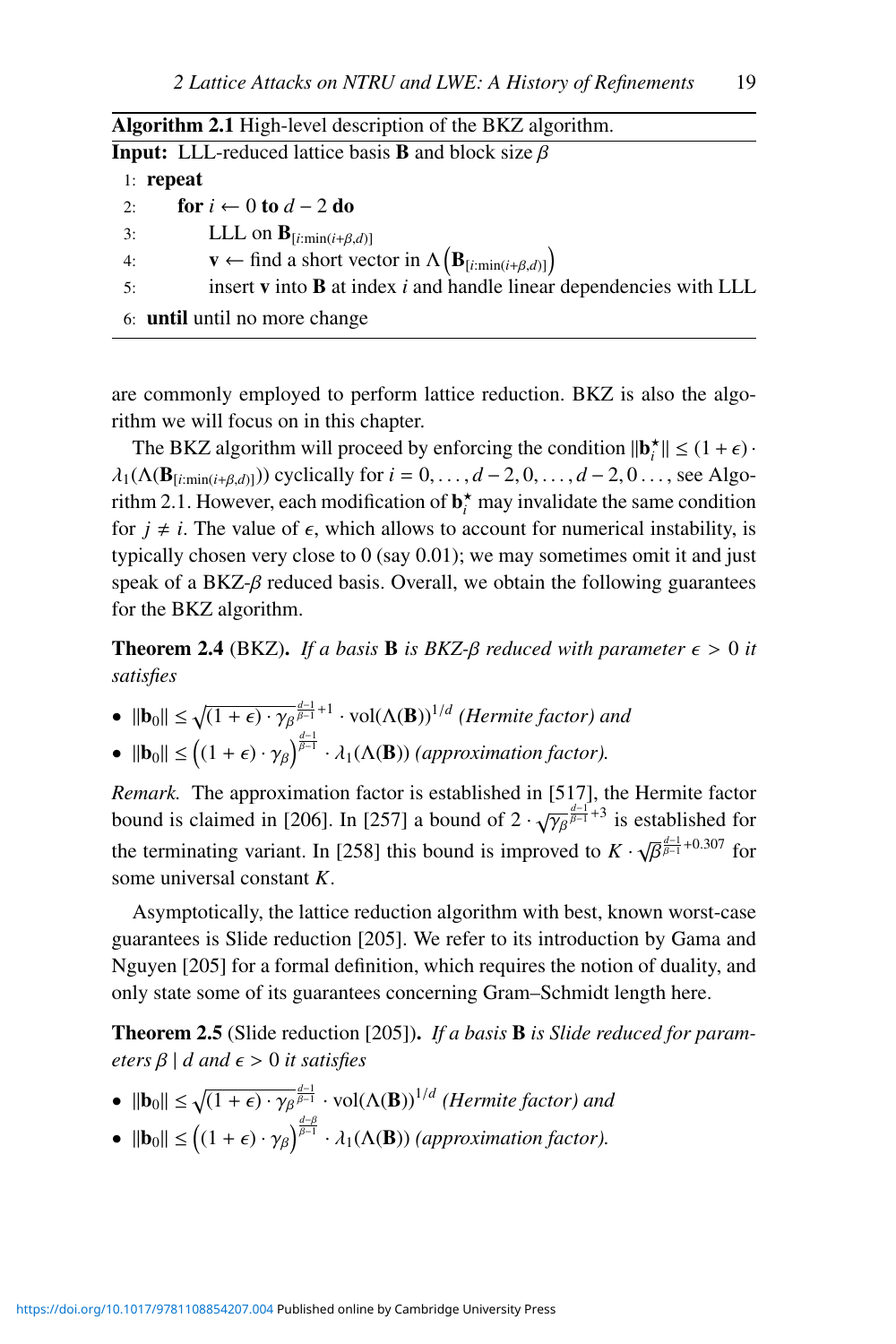**Algorithm 2.1** High-level description of the BKZ algorithm.

**Input:** LLL-reduced lattice basis $\mathbf{B}$ and block size $\beta$

```
1: repeat
2:     for i ← 0 to d − 2 do
3:         LLL on B_[i:min(i+β,d)]
4:         v ← find a short vector in Λ(B_[i:min(i+β,d)])
5:         insert v into B at index i and handle linear dependencies with LLL
6: until until no more change
```

are commonly employed to perform lattice reduction. BKZ is also the algorithm we will focus on in this chapter.

The BKZ algorithm will proceed by enforcing the condition $\|\mathbf{b}_i^\star\| \le (1+\epsilon)\cdot\lambda_1(\Lambda(\mathbf{B}_{[i:\min(i+\beta,d)]}))$ cyclically for $i = 0,\ldots,d-2,0,\ldots,d-2,0\ldots$, see Algorithm 2.1. However, each modification of $\mathbf{b}_i^\star$ may invalidate the same condition for $j \ne i$. The value of $\epsilon$, which allows to account for numerical instability, is typically chosen very close to 0 (say 0.01); we may sometimes omit it and just speak of a BKZ-$\beta$ reduced basis. Overall, we obtain the following guarantees for the BKZ algorithm.

**Theorem 2.4** (BKZ)**.** *If a basis* $\mathbf{B}$ *is BKZ-*$\beta$ *reduced with parameter* $\epsilon > 0$ *it satisfies*

- $\|\mathbf{b}_0\| \le \sqrt{(1+\epsilon)\cdot\gamma_\beta}^{\frac{d-1}{\beta-1}+1}\cdot \mathrm{vol}(\Lambda(\mathbf{B}))^{1/d}$ *(Hermite factor) and*
- $\|\mathbf{b}_0\| \le \left((1+\epsilon)\cdot\gamma_\beta\right)^{\frac{d-1}{\beta-1}}\cdot\lambda_1(\Lambda(\mathbf{B}))$ *(approximation factor).*

*Remark.* The approximation factor is established in [517], the Hermite factor bound is claimed in [206]. In [257] a bound of $2\cdot\sqrt{\gamma_\beta}^{\frac{d-1}{\beta-1}+3}$ is established for the terminating variant. In [258] this bound is improved to $K\cdot\sqrt{\beta}^{\frac{d-1}{\beta-1}+0.307}$ for some universal constant $K$.

Asymptotically, the lattice reduction algorithm with best, known worst-case guarantees is Slide reduction [205]. We refer to its introduction by Gama and Nguyen [205] for a formal definition, which requires the notion of duality, and only state some of its guarantees concerning Gram–Schmidt length here.

**Theorem 2.5** (Slide reduction [205])**.** *If a basis* $\mathbf{B}$ *is Slide reduced for parameters* $\beta \mid d$ *and* $\epsilon > 0$ *it satisfies*

- $\|\mathbf{b}_0\| \le \sqrt{(1+\epsilon)\cdot\gamma_\beta}^{\frac{d-1}{\beta-1}}\cdot\mathrm{vol}(\Lambda(\mathbf{B}))^{1/d}$ *(Hermite factor) and*
- $\|\mathbf{b}_0\| \le \left((1+\epsilon)\cdot\gamma_\beta\right)^{\frac{d-\beta}{\beta-1}}\cdot\lambda_1(\Lambda(\mathbf{B}))$ *(approximation factor).*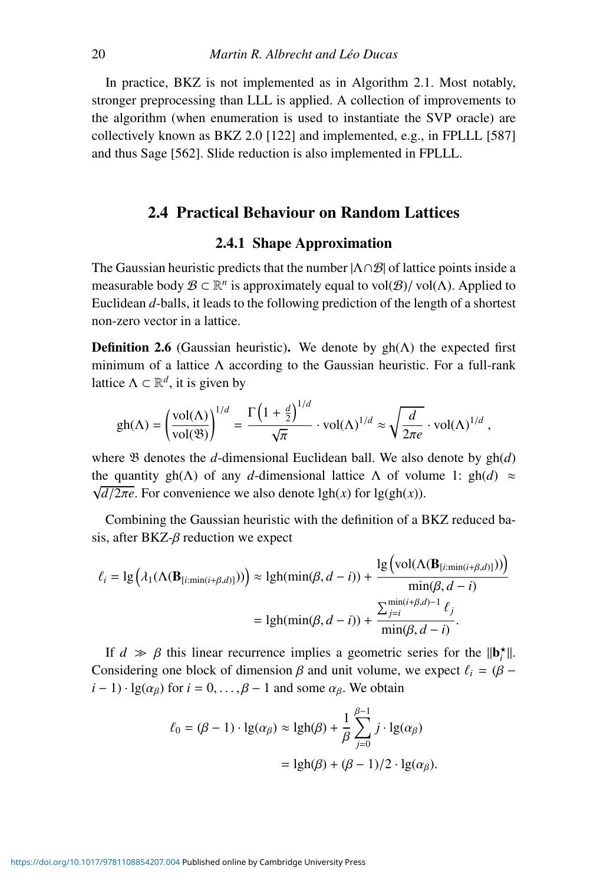In practice, BKZ is not implemented as in Algorithm 2.1. Most notably, stronger preprocessing than LLL is applied. A collection of improvements to the algorithm (when enumeration is used to instantiate the SVP oracle) are collectively known as BKZ 2.0 [122] and implemented, e.g., in FPLLL [587] and thus Sage [562]. Slide reduction is also implemented in FPLLL.

## 2.4 Practical Behaviour on Random Lattices

### 2.4.1 Shape Approximation

The Gaussian heuristic predicts that the number $|\Lambda \cap \mathcal{B}|$ of lattice points inside a measurable body $\mathcal{B} \subset \mathbb{R}^n$ is approximately equal to $\mathrm{vol}(\mathcal{B})/\mathrm{vol}(\Lambda)$. Applied to Euclidean $d$-balls, it leads to the following prediction of the length of a shortest non-zero vector in a lattice.

**Definition 2.6** (Gaussian heuristic)**.** We denote by $\mathrm{gh}(\Lambda)$ the expected first minimum of a lattice $\Lambda$ according to the Gaussian heuristic. For a full-rank lattice $\Lambda \subset \mathbb{R}^d$, it is given by

$$\mathrm{gh}(\Lambda) = \left(\frac{\mathrm{vol}(\Lambda)}{\mathrm{vol}(\mathfrak{B})}\right)^{1/d} = \frac{\Gamma\left(1+\frac{d}{2}\right)^{1/d}}{\sqrt{\pi}} \cdot \mathrm{vol}(\Lambda)^{1/d} \approx \sqrt{\frac{d}{2\pi e}} \cdot \mathrm{vol}(\Lambda)^{1/d},$$

where $\mathfrak{B}$ denotes the $d$-dimensional Euclidean ball. We also denote by $\mathrm{gh}(d)$ the quantity $\mathrm{gh}(\Lambda)$ of any $d$-dimensional lattice $\Lambda$ of volume 1: $\mathrm{gh}(d) \approx \sqrt{d/2\pi e}$. For convenience we also denote $\mathrm{lgh}(x)$ for $\lg(\mathrm{gh}(x))$.

Combining the Gaussian heuristic with the definition of a BKZ reduced basis, after BKZ-$\beta$ reduction we expect

$$\begin{aligned}\ell_i = \lg\left(\lambda_1(\Lambda(\mathbf{B}_{[i:\min(i+\beta,d)]}))\right) &\approx \mathrm{lgh}(\min(\beta, d-i)) + \frac{\lg\left(\mathrm{vol}(\Lambda(\mathbf{B}_{[i:\min(i+\beta,d)]}))\right)}{\min(\beta, d-i)} \\ &= \mathrm{lgh}(\min(\beta, d-i)) + \frac{\sum_{j=i}^{\min(i+\beta,d)-1} \ell_j}{\min(\beta, d-i)}.\end{aligned}$$

If $d \gg \beta$ this linear recurrence implies a geometric series for the $\|\mathbf{b}_i^\star\|$. Considering one block of dimension $\beta$ and unit volume, we expect $\ell_i = (\beta - i - 1) \cdot \lg(\alpha_\beta)$ for $i = 0, \ldots, \beta - 1$ and some $\alpha_\beta$. We obtain

$$\begin{aligned}\ell_0 = (\beta - 1) \cdot \lg(\alpha_\beta) &\approx \mathrm{lgh}(\beta) + \frac{1}{\beta} \sum_{j=0}^{\beta-1} j \cdot \lg(\alpha_\beta) \\ &= \mathrm{lgh}(\beta) + (\beta - 1)/2 \cdot \lg(\alpha_\beta).\end{aligned}$$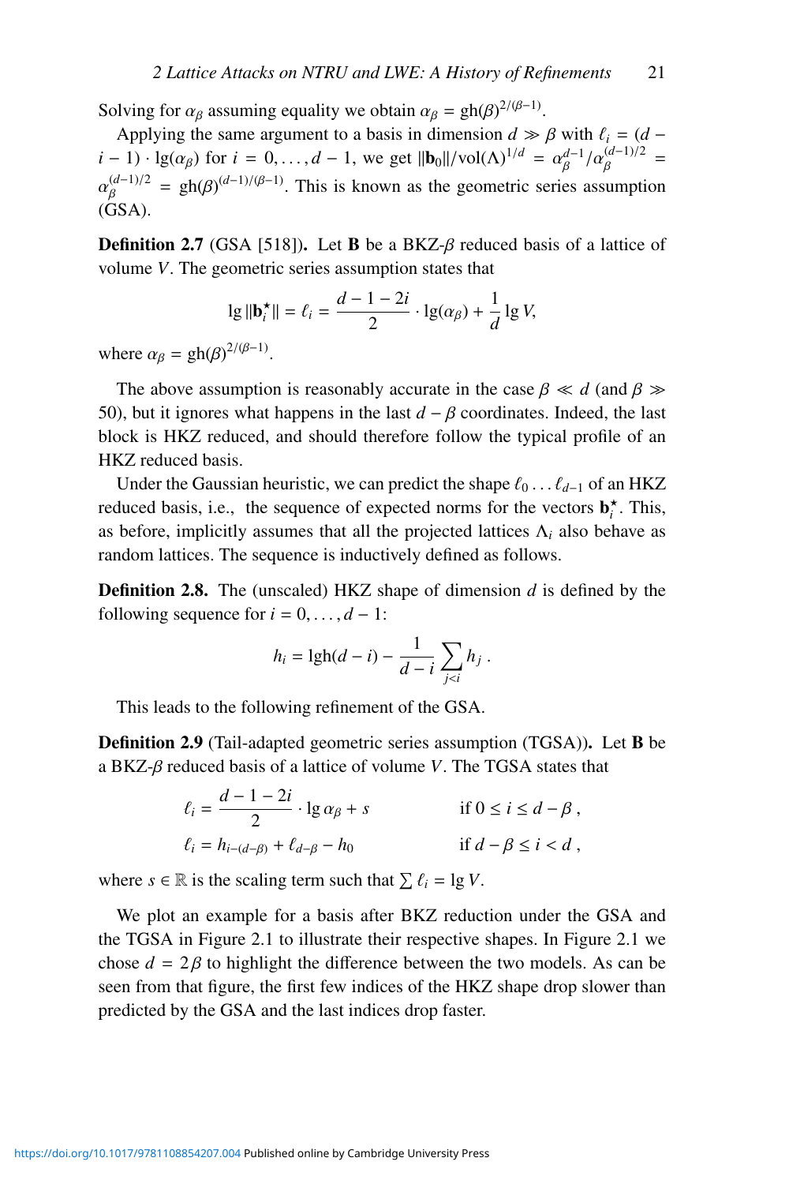Solving for $\alpha_\beta$ assuming equality we obtain $\alpha_\beta = \mathrm{gh}(\beta)^{2/(\beta-1)}$.

Applying the same argument to a basis in dimension $d \gg \beta$ with $\ell_i = (d - i - 1) \cdot \lg(\alpha_\beta)$ for $i = 0, \ldots, d-1$, we get $\|\mathbf{b}_0\|/\mathrm{vol}(\Lambda)^{1/d} = \alpha_\beta^{d-1}/\alpha_\beta^{(d-1)/2} = \alpha_\beta^{(d-1)/2} = \mathrm{gh}(\beta)^{(d-1)/(\beta-1)}$. This is known as the geometric series assumption (GSA).

**Definition 2.7** (GSA [518])**.** Let $\mathbf{B}$ be a BKZ-$\beta$ reduced basis of a lattice of volume $V$. The geometric series assumption states that

$$\lg \|\mathbf{b}_i^\star\| = \ell_i = \frac{d-1-2i}{2} \cdot \lg(\alpha_\beta) + \frac{1}{d} \lg V,$$

where $\alpha_\beta = \mathrm{gh}(\beta)^{2/(\beta-1)}$.

The above assumption is reasonably accurate in the case $\beta \ll d$ (and $\beta \gg 50$), but it ignores what happens in the last $d - \beta$ coordinates. Indeed, the last block is HKZ reduced, and should therefore follow the typical profile of an HKZ reduced basis.

Under the Gaussian heuristic, we can predict the shape $\ell_0 \ldots \ell_{d-1}$ of an HKZ reduced basis, i.e., the sequence of expected norms for the vectors $\mathbf{b}_i^\star$. This, as before, implicitly assumes that all the projected lattices $\Lambda_i$ also behave as random lattices. The sequence is inductively defined as follows.

**Definition 2.8.** The (unscaled) HKZ shape of dimension $d$ is defined by the following sequence for $i = 0, \ldots, d-1$:

$$h_i = \mathrm{lgh}(d-i) - \frac{1}{d-i} \sum_{j<i} h_j \,.$$

This leads to the following refinement of the GSA.

**Definition 2.9** (Tail-adapted geometric series assumption (TGSA))**.** Let $\mathbf{B}$ be a BKZ-$\beta$ reduced basis of a lattice of volume $V$. The TGSA states that

$$\ell_i = \frac{d-1-2i}{2} \cdot \lg \alpha_\beta + s \qquad \text{if } 0 \le i \le d - \beta\,,$$

$$\ell_i = h_{i-(d-\beta)} + \ell_{d-\beta} - h_0 \qquad \text{if } d - \beta \le i < d\,,$$

where $s \in \mathbb{R}$ is the scaling term such that $\sum \ell_i = \lg V$.

We plot an example for a basis after BKZ reduction under the GSA and the TGSA in Figure 2.1 to illustrate their respective shapes. In Figure 2.1 we chose $d = 2\beta$ to highlight the difference between the two models. As can be seen from that figure, the first few indices of the HKZ shape drop slower than predicted by the GSA and the last indices drop faster.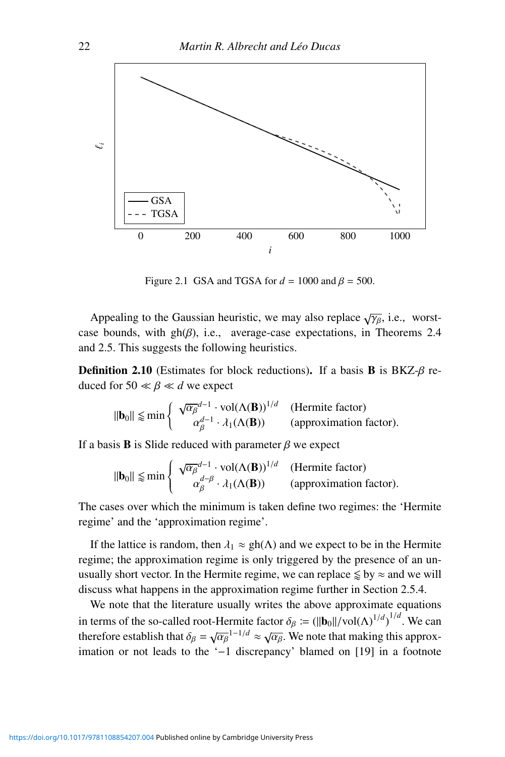Figure 2.1 GSA and TGSA for $d = 1000$ and $\beta = 500$.

Appealing to the Gaussian heuristic, we may also replace $\sqrt{\gamma_\beta}$, i.e., worst-case bounds, with $\mathrm{gh}(\beta)$, i.e., average-case expectations, in Theorems 2.4 and 2.5. This suggests the following heuristics.

**Definition 2.10** (Estimates for block reductions)**.** If a basis $\mathbf{B}$ is BKZ-$\beta$ reduced for $50 \ll \beta \ll d$ we expect

$$\|\mathbf{b}_0\| \lessapprox \min \begin{cases} \sqrt{\alpha_\beta}^{d-1} \cdot \mathrm{vol}(\Lambda(\mathbf{B}))^{1/d} & \text{(Hermite factor)} \\ \alpha_\beta^{d-1} \cdot \lambda_1(\Lambda(\mathbf{B})) & \text{(approximation factor).} \end{cases}$$

If a basis $\mathbf{B}$ is Slide reduced with parameter $\beta$ we expect

$$\|\mathbf{b}_0\| \lessapprox \min \begin{cases} \sqrt{\alpha_\beta}^{d-1} \cdot \mathrm{vol}(\Lambda(\mathbf{B}))^{1/d} & \text{(Hermite factor)} \\ \alpha_\beta^{d-\beta} \cdot \lambda_1(\Lambda(\mathbf{B})) & \text{(approximation factor).} \end{cases}$$

The cases over which the minimum is taken define two regimes: the 'Hermite regime' and the 'approximation regime'.

If the lattice is random, then $\lambda_1 \approx \mathrm{gh}(\Lambda)$ and we expect to be in the Hermite regime; the approximation regime is only triggered by the presence of an unusually short vector. In the Hermite regime, we can replace $\lessapprox$ by $\approx$ and we will discuss what happens in the approximation regime further in Section 2.5.4.

We note that the literature usually writes the above approximate equations in terms of the so-called root-Hermite factor $\delta_\beta \coloneqq \left(\|\mathbf{b}_0\|/\mathrm{vol}(\Lambda)^{1/d}\right)^{1/d}$. We can therefore establish that $\delta_\beta = \sqrt{\alpha_\beta}^{1-1/d} \approx \sqrt{\alpha_\beta}$. We note that making this approximation or not leads to the '$-1$ discrepancy' blamed on [19] in a footnote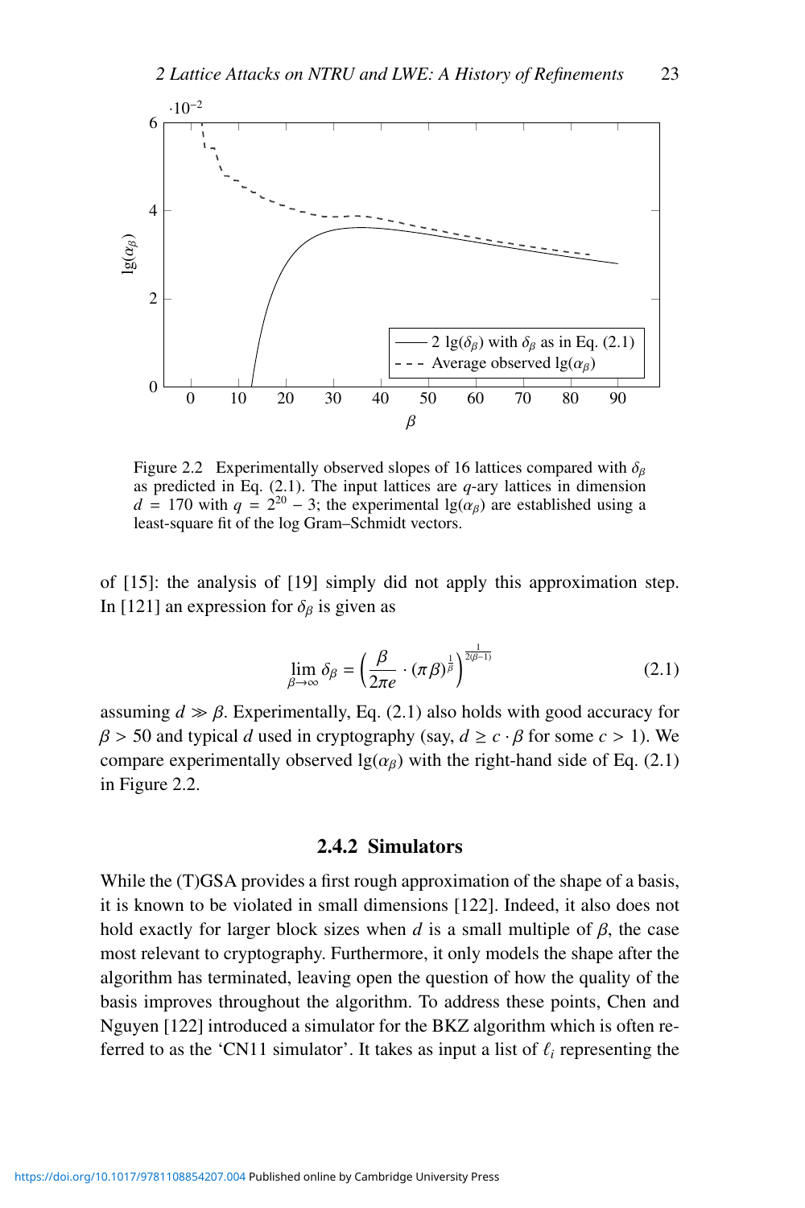Figure 2.2 Experimentally observed slopes of 16 lattices compared with $\delta_\beta$ as predicted in Eq. (2.1). The input lattices are $q$-ary lattices in dimension $d = 170$ with $q = 2^{20} - 3$; the experimental $\lg(\alpha_\beta)$ are established using a least-square fit of the log Gram–Schmidt vectors.

of [15]: the analysis of [19] simply did not apply this approximation step. In [121] an expression for $\delta_\beta$ is given as

$$\lim_{\beta \to \infty} \delta_\beta = \left( \frac{\beta}{2\pi e} \cdot (\pi \beta)^{\frac{1}{\beta}} \right)^{\frac{1}{2(\beta-1)}} \tag{2.1}$$

assuming $d \gg \beta$. Experimentally, Eq. (2.1) also holds with good accuracy for $\beta > 50$ and typical $d$ used in cryptography (say, $d \geq c \cdot \beta$ for some $c > 1$). We compare experimentally observed $\lg(\alpha_\beta)$ with the right-hand side of Eq. (2.1) in Figure 2.2.

### 2.4.2 Simulators

While the (T)GSA provides a first rough approximation of the shape of a basis, it is known to be violated in small dimensions [122]. Indeed, it also does not hold exactly for larger block sizes when $d$ is a small multiple of $\beta$, the case most relevant to cryptography. Furthermore, it only models the shape after the algorithm has terminated, leaving open the question of how the quality of the basis improves throughout the algorithm. To address these points, Chen and Nguyen [122] introduced a simulator for the BKZ algorithm which is often referred to as the 'CN11 simulator'. It takes as input a list of $\ell_i$ representing the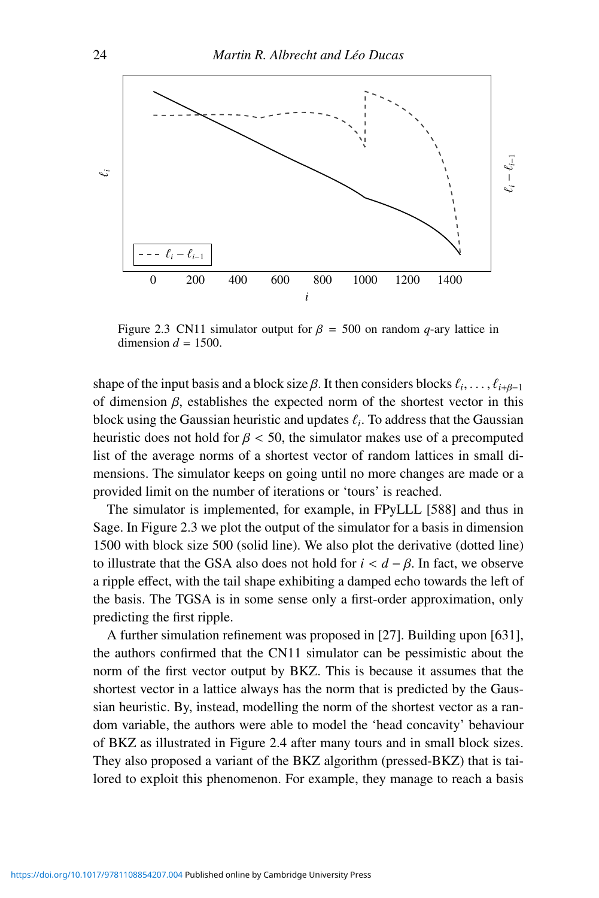Figure 2.3 CN11 simulator output for $\beta = 500$ on random $q$-ary lattice in dimension $d = 1500$.

shape of the input basis and a block size $\beta$. It then considers blocks $\ell_i, \ldots, \ell_{i+\beta-1}$ of dimension $\beta$, establishes the expected norm of the shortest vector in this block using the Gaussian heuristic and updates $\ell_i$. To address that the Gaussian heuristic does not hold for $\beta < 50$, the simulator makes use of a precomputed list of the average norms of a shortest vector of random lattices in small dimensions. The simulator keeps on going until no more changes are made or a provided limit on the number of iterations or 'tours' is reached.

The simulator is implemented, for example, in FPyLLL [588] and thus in Sage. In Figure 2.3 we plot the output of the simulator for a basis in dimension 1500 with block size 500 (solid line). We also plot the derivative (dotted line) to illustrate that the GSA also does not hold for $i < d - \beta$. In fact, we observe a ripple effect, with the tail shape exhibiting a damped echo towards the left of the basis. The TGSA is in some sense only a first-order approximation, only predicting the first ripple.

A further simulation refinement was proposed in [27]. Building upon [631], the authors confirmed that the CN11 simulator can be pessimistic about the norm of the first vector output by BKZ. This is because it assumes that the shortest vector in a lattice always has the norm that is predicted by the Gaussian heuristic. By, instead, modelling the norm of the shortest vector as a random variable, the authors were able to model the 'head concavity' behaviour of BKZ as illustrated in Figure 2.4 after many tours and in small block sizes. They also proposed a variant of the BKZ algorithm (pressed-BKZ) that is tailored to exploit this phenomenon. For example, they manage to reach a basis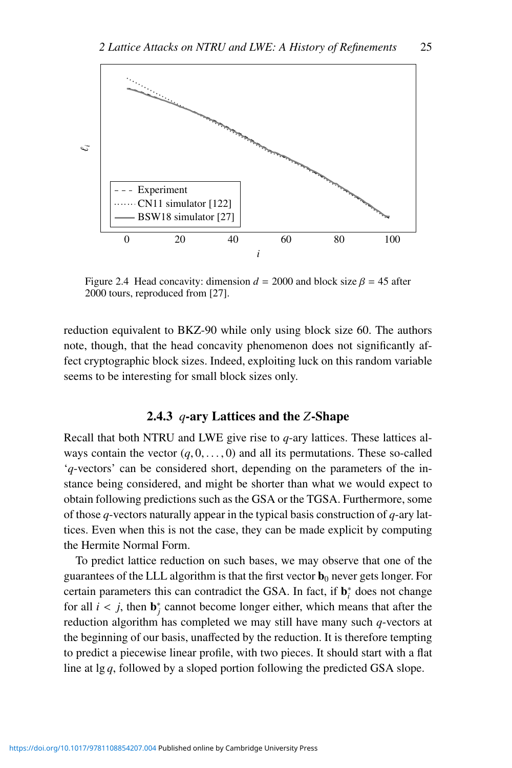Figure 2.4 Head concavity: dimension $d = 2000$ and block size $\beta = 45$ after 2000 tours, reproduced from [27].

reduction equivalent to BKZ-90 while only using block size 60. The authors note, though, that the head concavity phenomenon does not significantly affect cryptographic block sizes. Indeed, exploiting luck on this random variable seems to be interesting for small block sizes only.

### 2.4.3 $q$-ary Lattices and the $Z$-Shape

Recall that both NTRU and LWE give rise to $q$-ary lattices. These lattices always contain the vector $(q, 0, \ldots, 0)$ and all its permutations. These so-called '$q$-vectors' can be considered short, depending on the parameters of the instance being considered, and might be shorter than what we would expect to obtain following predictions such as the GSA or the TGSA. Furthermore, some of those $q$-vectors naturally appear in the typical basis construction of $q$-ary lattices. Even when this is not the case, they can be made explicit by computing the Hermite Normal Form.

To predict lattice reduction on such bases, we may observe that one of the guarantees of the LLL algorithm is that the first vector $\mathbf{b}_0$ never gets longer. For certain parameters this can contradict the GSA. In fact, if $\mathbf{b}_i^*$ does not change for all $i < j$, then $\mathbf{b}_j^*$ cannot become longer either, which means that after the reduction algorithm has completed we may still have many such $q$-vectors at the beginning of our basis, unaffected by the reduction. It is therefore tempting to predict a piecewise linear profile, with two pieces. It should start with a flat line at $\lg q$, followed by a sloped portion following the predicted GSA slope.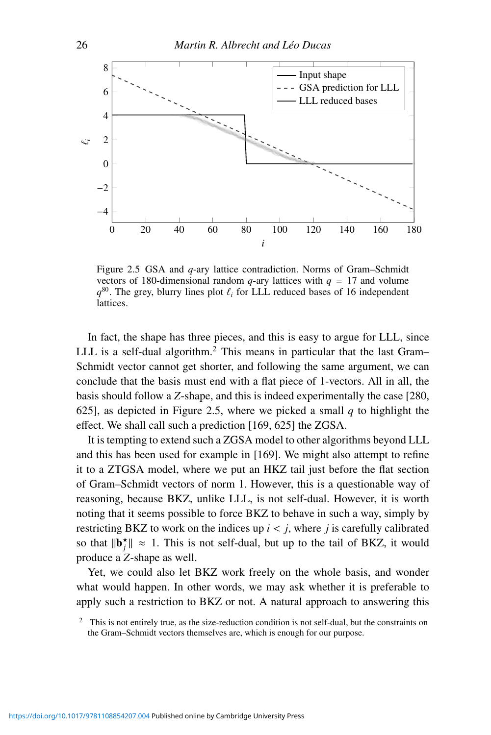Figure 2.5 GSA and $q$-ary lattice contradiction. Norms of Gram–Schmidt vectors of 180-dimensional random $q$-ary lattices with $q = 17$ and volume $q^{80}$. The grey, blurry lines plot $\ell_i$ for LLL reduced bases of 16 independent lattices.

In fact, the shape has three pieces, and this is easy to argue for LLL, since LLL is a self-dual algorithm.[2] This means in particular that the last Gram–Schmidt vector cannot get shorter, and following the same argument, we can conclude that the basis must end with a flat piece of 1-vectors. All in all, the basis should follow a $Z$-shape, and this is indeed experimentally the case [280, 625], as depicted in Figure 2.5, where we picked a small $q$ to highlight the effect. We shall call such a prediction [169, 625] the ZGSA.

It is tempting to extend such a ZGSA model to other algorithms beyond LLL and this has been used for example in [169]. We might also attempt to refine it to a ZTGSA model, where we put an HKZ tail just before the flat section of Gram–Schmidt vectors of norm 1. However, this is a questionable way of reasoning, because BKZ, unlike LLL, is not self-dual. However, it is worth noting that it seems possible to force BKZ to behave in such a way, simply by restricting BKZ to work on the indices up $i < j$, where $j$ is carefully calibrated so that $\|\mathbf{b}_j^\star\| \approx 1$. This is not self-dual, but up to the tail of BKZ, it would produce a $Z$-shape as well.

Yet, we could also let BKZ work freely on the whole basis, and wonder what would happen. In other words, we may ask whether it is preferable to apply such a restriction to BKZ or not. A natural approach to answering this

[2] This is not entirely true, as the size-reduction condition is not self-dual, but the constraints on the Gram–Schmidt vectors themselves are, which is enough for our purpose.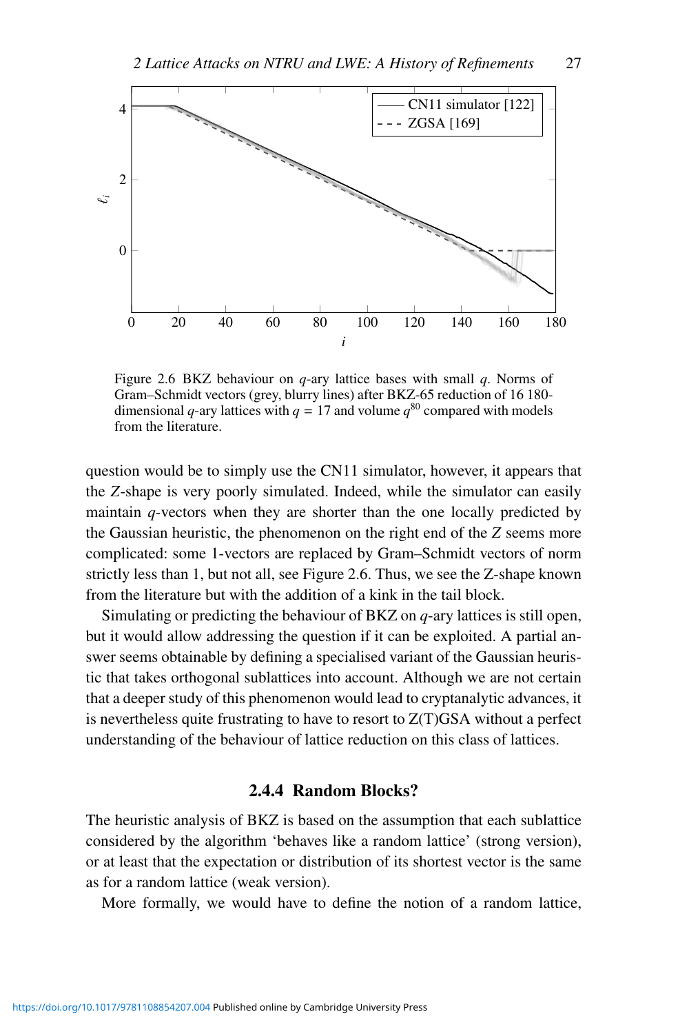Figure 2.6 BKZ behaviour on $q$-ary lattice bases with small $q$. Norms of Gram–Schmidt vectors (grey, blurry lines) after BKZ-65 reduction of 16 180-dimensional $q$-ary lattices with $q = 17$ and volume $q^{80}$ compared with models from the literature.

question would be to simply use the CN11 simulator, however, it appears that the $Z$-shape is very poorly simulated. Indeed, while the simulator can easily maintain $q$-vectors when they are shorter than the one locally predicted by the Gaussian heuristic, the phenomenon on the right end of the $Z$ seems more complicated: some 1-vectors are replaced by Gram–Schmidt vectors of norm strictly less than 1, but not all, see Figure 2.6. Thus, we see the Z-shape known from the literature but with the addition of a kink in the tail block.

Simulating or predicting the behaviour of BKZ on $q$-ary lattices is still open, but it would allow addressing the question if it can be exploited. A partial answer seems obtainable by defining a specialised variant of the Gaussian heuristic that takes orthogonal sublattices into account. Although we are not certain that a deeper study of this phenomenon would lead to cryptanalytic advances, it is nevertheless quite frustrating to have to resort to Z(T)GSA without a perfect understanding of the behaviour of lattice reduction on this class of lattices.

### 2.4.4 Random Blocks?

The heuristic analysis of BKZ is based on the assumption that each sublattice considered by the algorithm 'behaves like a random lattice' (strong version), or at least that the expectation or distribution of its shortest vector is the same as for a random lattice (weak version).

More formally, we would have to define the notion of a random lattice,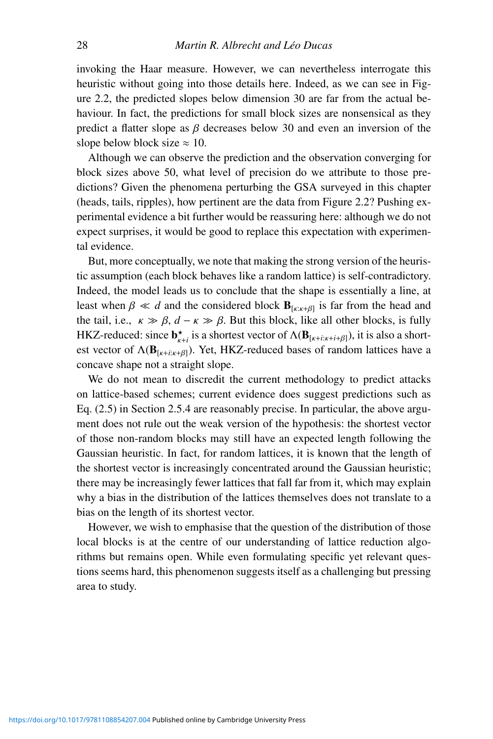invoking the Haar measure. However, we can nevertheless interrogate this heuristic without going into those details here. Indeed, as we can see in Figure 2.2, the predicted slopes below dimension 30 are far from the actual behaviour. In fact, the predictions for small block sizes are nonsensical as they predict a flatter slope as $\beta$ decreases below 30 and even an inversion of the slope below block size $\approx 10$.

Although we can observe the prediction and the observation converging for block sizes above 50, what level of precision do we attribute to those predictions? Given the phenomena perturbing the GSA surveyed in this chapter (heads, tails, ripples), how pertinent are the data from Figure 2.2? Pushing experimental evidence a bit further would be reassuring here: although we do not expect surprises, it would be good to replace this expectation with experimental evidence.

But, more conceptually, we note that making the strong version of the heuristic assumption (each block behaves like a random lattice) is self-contradictory. Indeed, the model leads us to conclude that the shape is essentially a line, at least when $\beta \ll d$ and the considered block $\mathbf{B}_{[\kappa:\kappa+\beta]}$ is far from the head and the tail, i.e., $\kappa \gg \beta$, $d - \kappa \gg \beta$. But this block, like all other blocks, is fully HKZ-reduced: since $\mathbf{b}^{\star}_{\kappa+i}$ is a shortest vector of $\Lambda(\mathbf{B}_{[\kappa+i:\kappa+i+\beta]})$, it is also a shortest vector of $\Lambda(\mathbf{B}_{[\kappa+i:\kappa+\beta]})$. Yet, HKZ-reduced bases of random lattices have a concave shape not a straight slope.

We do not mean to discredit the current methodology to predict attacks on lattice-based schemes; current evidence does suggest predictions such as Eq. (2.5) in Section 2.5.4 are reasonably precise. In particular, the above argument does not rule out the weak version of the hypothesis: the shortest vector of those non-random blocks may still have an expected length following the Gaussian heuristic. In fact, for random lattices, it is known that the length of the shortest vector is increasingly concentrated around the Gaussian heuristic; there may be increasingly fewer lattices that fall far from it, which may explain why a bias in the distribution of the lattices themselves does not translate to a bias on the length of its shortest vector.

However, we wish to emphasise that the question of the distribution of those local blocks is at the centre of our understanding of lattice reduction algorithms but remains open. While even formulating specific yet relevant questions seems hard, this phenomenon suggests itself as a challenging but pressing area to study.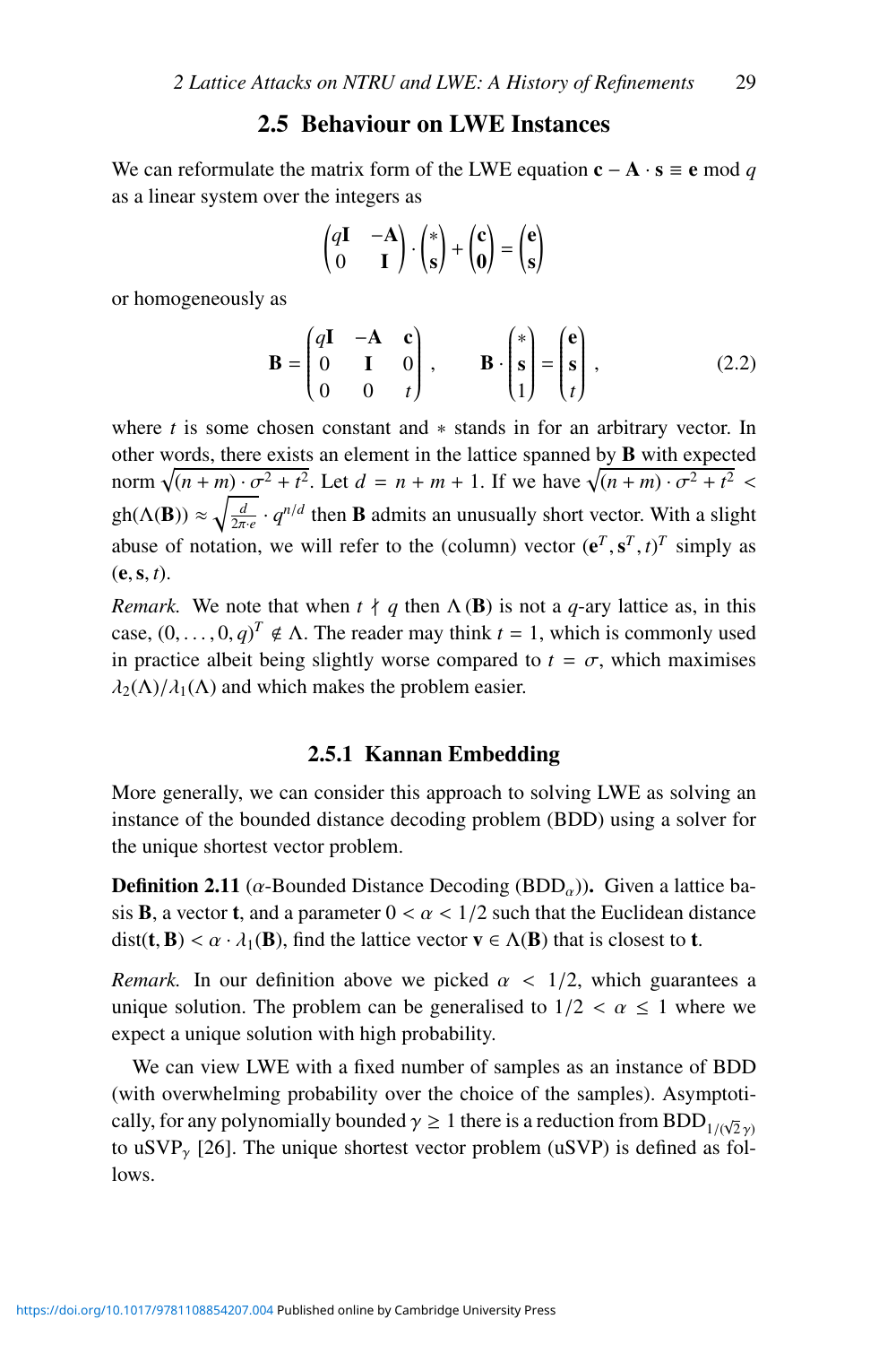## 2.5 Behaviour on LWE Instances

We can reformulate the matrix form of the LWE equation $\mathbf{c} - \mathbf{A} \cdot \mathbf{s} \equiv \mathbf{e} \bmod q$ as a linear system over the integers as

$$\begin{pmatrix} q\mathbf{I} & -\mathbf{A} \\ 0 & \mathbf{I} \end{pmatrix} \cdot \begin{pmatrix} * \\ \mathbf{s} \end{pmatrix} + \begin{pmatrix} \mathbf{c} \\ \mathbf{0} \end{pmatrix} = \begin{pmatrix} \mathbf{e} \\ \mathbf{s} \end{pmatrix}$$

or homogeneously as

$$\mathbf{B} = \begin{pmatrix} q\mathbf{I} & -\mathbf{A} & \mathbf{c} \\ 0 & \mathbf{I} & 0 \\ 0 & 0 & t \end{pmatrix}, \qquad \mathbf{B} \cdot \begin{pmatrix} * \\ \mathbf{s} \\ 1 \end{pmatrix} = \begin{pmatrix} \mathbf{e} \\ \mathbf{s} \\ t \end{pmatrix}, \tag{2.2}$$

where $t$ is some chosen constant and $*$ stands in for an arbitrary vector. In other words, there exists an element in the lattice spanned by $\mathbf{B}$ with expected norm $\sqrt{(n+m) \cdot \sigma^2 + t^2}$. Let $d = n + m + 1$. If we have $\sqrt{(n+m) \cdot \sigma^2 + t^2} < \mathrm{gh}(\Lambda(\mathbf{B})) \approx \sqrt{\frac{d}{2\pi \cdot e}} \cdot q^{n/d}$ then $\mathbf{B}$ admits an unusually short vector. With a slight abuse of notation, we will refer to the (column) vector $(\mathbf{e}^T, \mathbf{s}^T, t)^T$ simply as $(\mathbf{e}, \mathbf{s}, t)$.

*Remark.* We note that when $t \nmid q$ then $\Lambda(\mathbf{B})$ is not a $q$-ary lattice as, in this case, $(0, \ldots, 0, q)^T \notin \Lambda$. The reader may think $t = 1$, which is commonly used in practice albeit being slightly worse compared to $t = \sigma$, which maximises $\lambda_2(\Lambda)/\lambda_1(\Lambda)$ and which makes the problem easier.

### 2.5.1 Kannan Embedding

More generally, we can consider this approach to solving LWE as solving an instance of the bounded distance decoding problem (BDD) using a solver for the unique shortest vector problem.

**Definition 2.11** ($\alpha$-Bounded Distance Decoding ($\mathrm{BDD}_\alpha$))**.** Given a lattice basis $\mathbf{B}$, a vector $\mathbf{t}$, and a parameter $0 < \alpha < 1/2$ such that the Euclidean distance $\mathrm{dist}(\mathbf{t}, \mathbf{B}) < \alpha \cdot \lambda_1(\mathbf{B})$, find the lattice vector $\mathbf{v} \in \Lambda(\mathbf{B})$ that is closest to $\mathbf{t}$.

*Remark.* In our definition above we picked $\alpha < 1/2$, which guarantees a unique solution. The problem can be generalised to $1/2 < \alpha \leq 1$ where we expect a unique solution with high probability.

We can view LWE with a fixed number of samples as an instance of BDD (with overwhelming probability over the choice of the samples). Asymptotically, for any polynomially bounded $\gamma \geq 1$ there is a reduction from $\mathrm{BDD}_{1/(\sqrt{2}\gamma)}$ to $\mathrm{uSVP}_\gamma$ [26]. The unique shortest vector problem (uSVP) is defined as follows.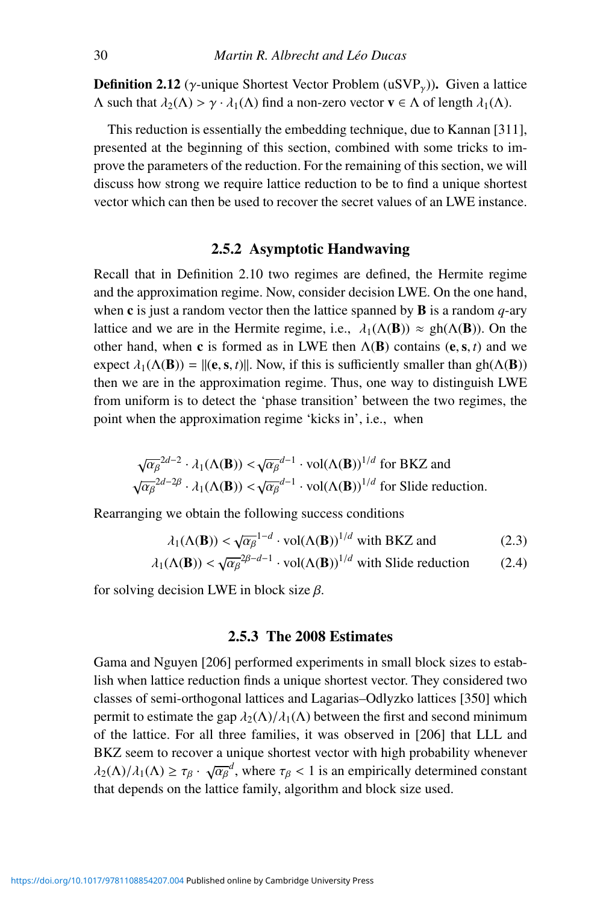**Definition 2.12** ($\gamma$-unique Shortest Vector Problem (uSVP$_\gamma$)). Given a lattice $\Lambda$ such that $\lambda_2(\Lambda) > \gamma \cdot \lambda_1(\Lambda)$ find a non-zero vector $\mathbf{v} \in \Lambda$ of length $\lambda_1(\Lambda)$.

This reduction is essentially the embedding technique, due to Kannan [311], presented at the beginning of this section, combined with some tricks to improve the parameters of the reduction. For the remaining of this section, we will discuss how strong we require lattice reduction to be to find a unique shortest vector which can then be used to recover the secret values of an LWE instance.

### 2.5.2 Asymptotic Handwaving

Recall that in Definition 2.10 two regimes are defined, the Hermite regime and the approximation regime. Now, consider decision LWE. On the one hand, when $\mathbf{c}$ is just a random vector then the lattice spanned by $\mathbf{B}$ is a random $q$-ary lattice and we are in the Hermite regime, i.e., $\lambda_1(\Lambda(\mathbf{B})) \approx \mathrm{gh}(\Lambda(\mathbf{B}))$. On the other hand, when $\mathbf{c}$ is formed as in LWE then $\Lambda(\mathbf{B})$ contains $(\mathbf{e}, \mathbf{s}, t)$ and we expect $\lambda_1(\Lambda(\mathbf{B})) = \|(\mathbf{e}, \mathbf{s}, t)\|$. Now, if this is sufficiently smaller than $\mathrm{gh}(\Lambda(\mathbf{B}))$ then we are in the approximation regime. Thus, one way to distinguish LWE from uniform is to detect the 'phase transition' between the two regimes, the point when the approximation regime 'kicks in', i.e., when

$$\sqrt{\alpha_\beta}^{2d-2} \cdot \lambda_1(\Lambda(\mathbf{B})) < \sqrt{\alpha_\beta}^{d-1} \cdot \mathrm{vol}(\Lambda(\mathbf{B}))^{1/d} \text{ for BKZ and}$$
$$\sqrt{\alpha_\beta}^{2d-2\beta} \cdot \lambda_1(\Lambda(\mathbf{B})) < \sqrt{\alpha_\beta}^{d-1} \cdot \mathrm{vol}(\Lambda(\mathbf{B}))^{1/d} \text{ for Slide reduction.}$$

Rearranging we obtain the following success conditions

$$\lambda_1(\Lambda(\mathbf{B})) < \sqrt{\alpha_\beta}^{1-d} \cdot \mathrm{vol}(\Lambda(\mathbf{B}))^{1/d} \text{ with BKZ and} \tag{2.3}$$
$$\lambda_1(\Lambda(\mathbf{B})) < \sqrt{\alpha_\beta}^{2\beta-d-1} \cdot \mathrm{vol}(\Lambda(\mathbf{B}))^{1/d} \text{ with Slide reduction} \tag{2.4}$$

for solving decision LWE in block size $\beta$.

### 2.5.3 The 2008 Estimates

Gama and Nguyen [206] performed experiments in small block sizes to establish when lattice reduction finds a unique shortest vector. They considered two classes of semi-orthogonal lattices and Lagarias–Odlyzko lattices [350] which permit to estimate the gap $\lambda_2(\Lambda)/\lambda_1(\Lambda)$ between the first and second minimum of the lattice. For all three families, it was observed in [206] that LLL and BKZ seem to recover a unique shortest vector with high probability whenever $\lambda_2(\Lambda)/\lambda_1(\Lambda) \geq \tau_\beta \cdot \sqrt{\alpha_\beta}^d$, where $\tau_\beta < 1$ is an empirically determined constant that depends on the lattice family, algorithm and block size used.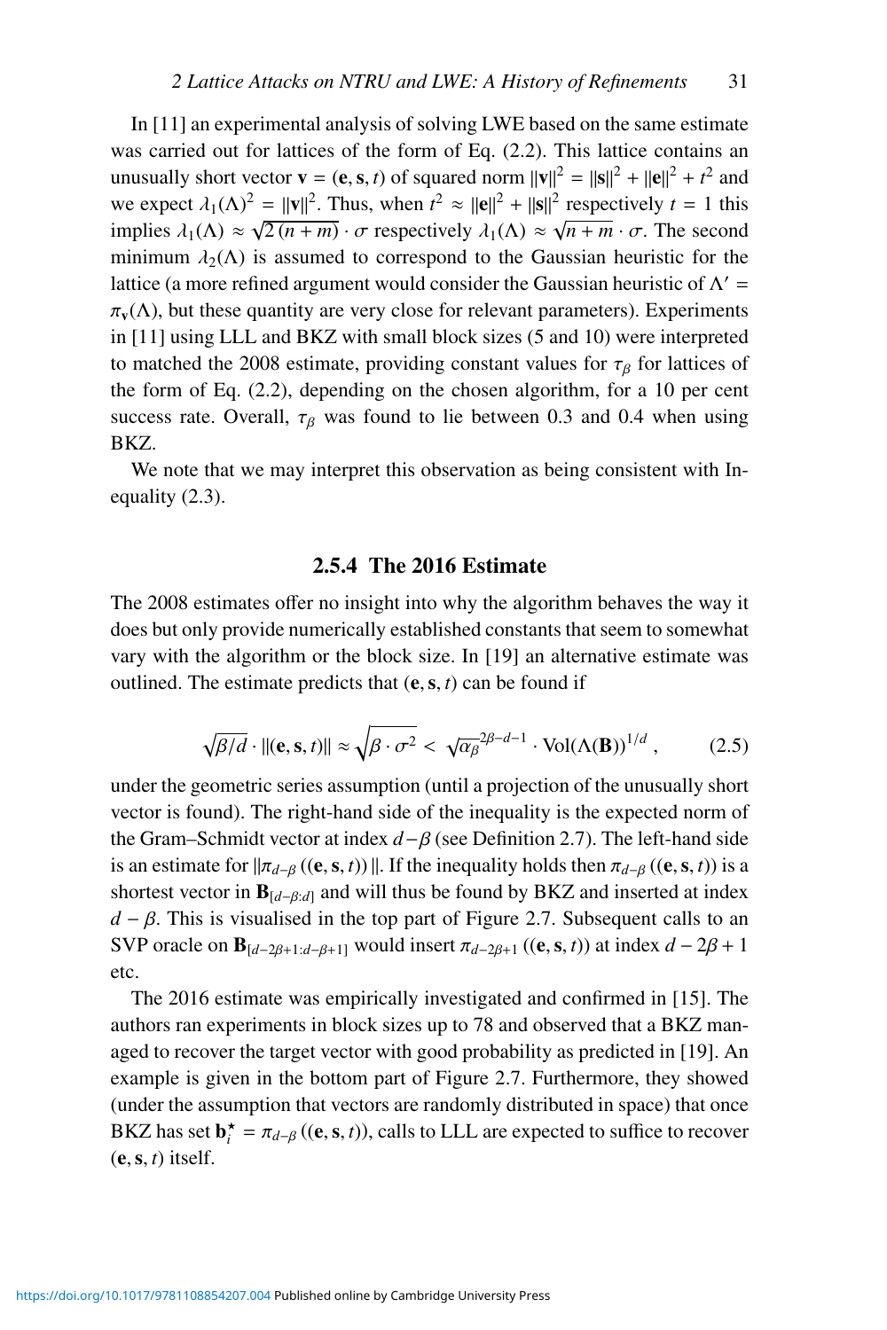In [11] an experimental analysis of solving LWE based on the same estimate was carried out for lattices of the form of Eq. (2.2). This lattice contains an unusually short vector $\mathbf{v} = (\mathbf{e}, \mathbf{s}, t)$ of squared norm $\|\mathbf{v}\|^2 = \|\mathbf{s}\|^2 + \|\mathbf{e}\|^2 + t^2$ and we expect $\lambda_1(\Lambda)^2 = \|\mathbf{v}\|^2$. Thus, when $t^2 \approx \|\mathbf{e}\|^2 + \|\mathbf{s}\|^2$ respectively $t = 1$ this implies $\lambda_1(\Lambda) \approx \sqrt{2\,(n+m)} \cdot \sigma$ respectively $\lambda_1(\Lambda) \approx \sqrt{n+m} \cdot \sigma$. The second minimum $\lambda_2(\Lambda)$ is assumed to correspond to the Gaussian heuristic for the lattice (a more refined argument would consider the Gaussian heuristic of $\Lambda' = \pi_{\mathbf{v}}(\Lambda)$, but these quantity are very close for relevant parameters). Experiments in [11] using LLL and BKZ with small block sizes (5 and 10) were interpreted to matched the 2008 estimate, providing constant values for $\tau_\beta$ for lattices of the form of Eq. (2.2), depending on the chosen algorithm, for a 10 per cent success rate. Overall, $\tau_\beta$ was found to lie between 0.3 and 0.4 when using BKZ.

We note that we may interpret this observation as being consistent with Inequality (2.3).

### 2.5.4 The 2016 Estimate

The 2008 estimates offer no insight into why the algorithm behaves the way it does but only provide numerically established constants that seem to somewhat vary with the algorithm or the block size. In [19] an alternative estimate was outlined. The estimate predicts that $(\mathbf{e}, \mathbf{s}, t)$ can be found if

$$\sqrt{\beta/d} \cdot \|(\mathbf{e}, \mathbf{s}, t)\| \approx \sqrt{\beta \cdot \sigma^2} < \sqrt{\alpha_\beta}^{\,2\beta-d-1} \cdot \mathrm{Vol}(\Lambda(\mathbf{B}))^{1/d}\,, \tag{2.5}$$

under the geometric series assumption (until a projection of the unusually short vector is found). The right-hand side of the inequality is the expected norm of the Gram–Schmidt vector at index $d-\beta$ (see Definition 2.7). The left-hand side is an estimate for $\|\pi_{d-\beta}\left((\mathbf{e}, \mathbf{s}, t)\right)\|$. If the inequality holds then $\pi_{d-\beta}\left((\mathbf{e}, \mathbf{s}, t)\right)$ is a shortest vector in $\mathbf{B}_{[d-\beta:d]}$ and will thus be found by BKZ and inserted at index $d - \beta$. This is visualised in the top part of Figure 2.7. Subsequent calls to an SVP oracle on $\mathbf{B}_{[d-2\beta+1:d-\beta+1]}$ would insert $\pi_{d-2\beta+1}\left((\mathbf{e}, \mathbf{s}, t)\right)$ at index $d - 2\beta + 1$ etc.

The 2016 estimate was empirically investigated and confirmed in [15]. The authors ran experiments in block sizes up to 78 and observed that a BKZ managed to recover the target vector with good probability as predicted in [19]. An example is given in the bottom part of Figure 2.7. Furthermore, they showed (under the assumption that vectors are randomly distributed in space) that once BKZ has set $\mathbf{b}_i^\star = \pi_{d-\beta}\left((\mathbf{e}, \mathbf{s}, t)\right)$, calls to LLL are expected to suffice to recover $(\mathbf{e}, \mathbf{s}, t)$ itself.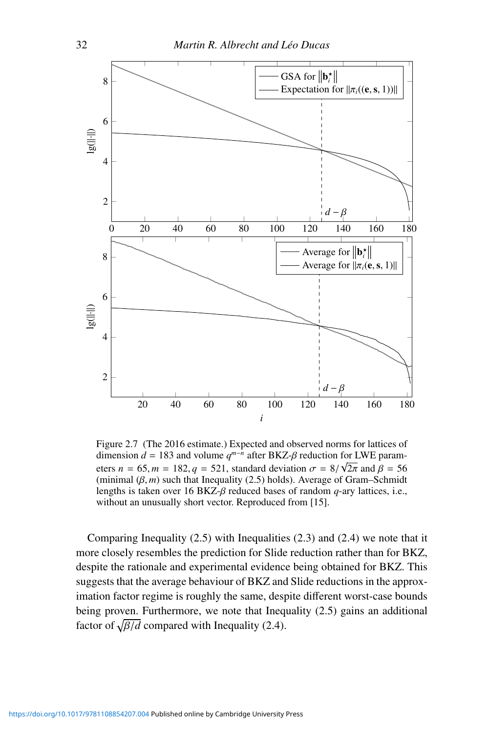Figure 2.7 (The 2016 estimate.) Expected and observed norms for lattices of dimension $d = 183$ and volume $q^{m-n}$ after BKZ-$\beta$ reduction for LWE parameters $n = 65, m = 182, q = 521$, standard deviation $\sigma = 8/\sqrt{2\pi}$ and $\beta = 56$ (minimal $(\beta, m)$ such that Inequality (2.5) holds). Average of Gram–Schmidt lengths is taken over 16 BKZ-$\beta$ reduced bases of random $q$-ary lattices, i.e., without an unusually short vector. Reproduced from [15].

Comparing Inequality (2.5) with Inequalities (2.3) and (2.4) we note that it more closely resembles the prediction for Slide reduction rather than for BKZ, despite the rationale and experimental evidence being obtained for BKZ. This suggests that the average behaviour of BKZ and Slide reductions in the approximation factor regime is roughly the same, despite different worst-case bounds being proven. Furthermore, we note that Inequality (2.5) gains an additional factor of $\sqrt{\beta/d}$ compared with Inequality (2.4).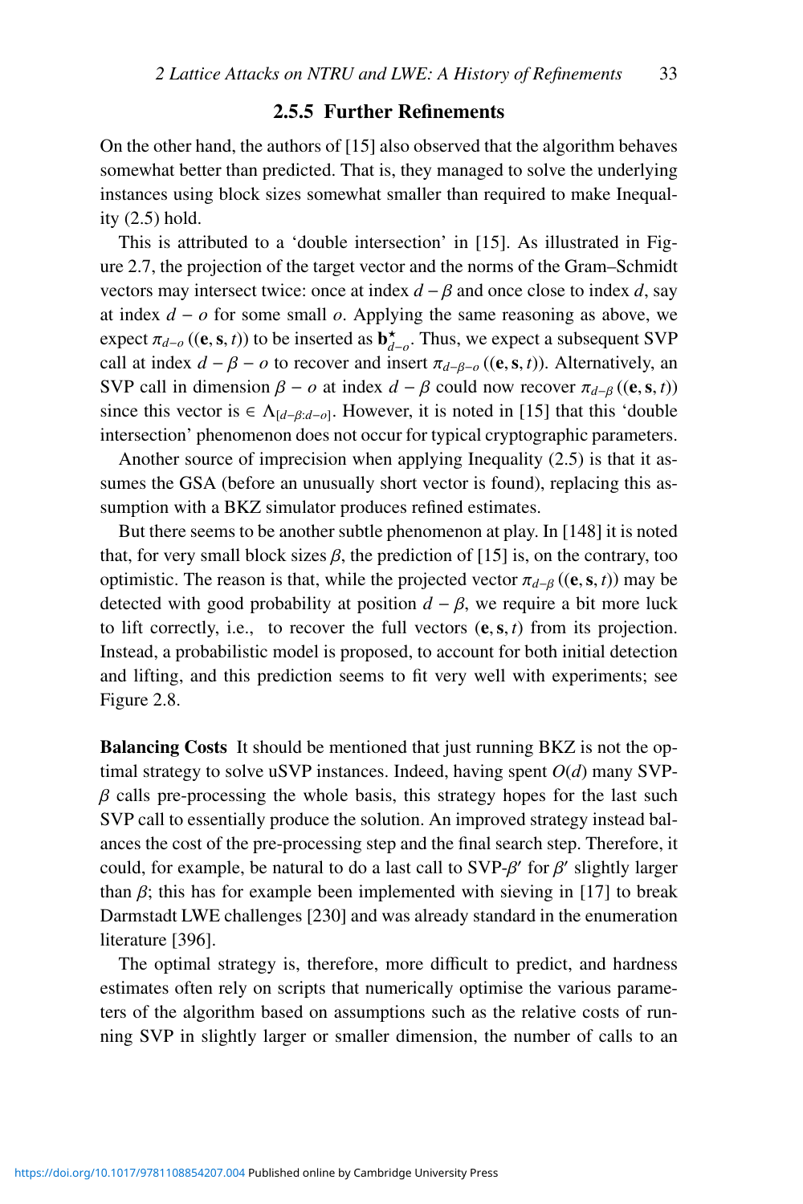### 2.5.5 Further Refinements

On the other hand, the authors of [15] also observed that the algorithm behaves somewhat better than predicted. That is, they managed to solve the underlying instances using block sizes somewhat smaller than required to make Inequality (2.5) hold.

This is attributed to a 'double intersection' in [15]. As illustrated in Figure 2.7, the projection of the target vector and the norms of the Gram–Schmidt vectors may intersect twice: once at index $d - \beta$ and once close to index $d$, say at index $d - o$ for some small $o$. Applying the same reasoning as above, we expect $\pi_{d-o}((\mathbf{e}, \mathbf{s}, t))$ to be inserted as $\mathbf{b}^{\star}_{d-o}$. Thus, we expect a subsequent SVP call at index $d - \beta - o$ to recover and insert $\pi_{d-\beta-o}((\mathbf{e}, \mathbf{s}, t))$. Alternatively, an SVP call in dimension $\beta - o$ at index $d - \beta$ could now recover $\pi_{d-\beta}((\mathbf{e}, \mathbf{s}, t))$ since this vector is $\in \Lambda_{[d-\beta:d-o]}$. However, it is noted in [15] that this 'double intersection' phenomenon does not occur for typical cryptographic parameters.

Another source of imprecision when applying Inequality (2.5) is that it assumes the GSA (before an unusually short vector is found), replacing this assumption with a BKZ simulator produces refined estimates.

But there seems to be another subtle phenomenon at play. In [148] it is noted that, for very small block sizes $\beta$, the prediction of [15] is, on the contrary, too optimistic. The reason is that, while the projected vector $\pi_{d-\beta}((\mathbf{e}, \mathbf{s}, t))$ may be detected with good probability at position $d - \beta$, we require a bit more luck to lift correctly, i.e., to recover the full vectors $(\mathbf{e}, \mathbf{s}, t)$ from its projection. Instead, a probabilistic model is proposed, to account for both initial detection and lifting, and this prediction seems to fit very well with experiments; see Figure 2.8.

**Balancing Costs** It should be mentioned that just running BKZ is not the optimal strategy to solve uSVP instances. Indeed, having spent $O(d)$ many SVP-$\beta$ calls pre-processing the whole basis, this strategy hopes for the last such SVP call to essentially produce the solution. An improved strategy instead balances the cost of the pre-processing step and the final search step. Therefore, it could, for example, be natural to do a last call to SVP-$\beta'$ for $\beta'$ slightly larger than $\beta$; this has for example been implemented with sieving in [17] to break Darmstadt LWE challenges [230] and was already standard in the enumeration literature [396].

The optimal strategy is, therefore, more difficult to predict, and hardness estimates often rely on scripts that numerically optimise the various parameters of the algorithm based on assumptions such as the relative costs of running SVP in slightly larger or smaller dimension, the number of calls to an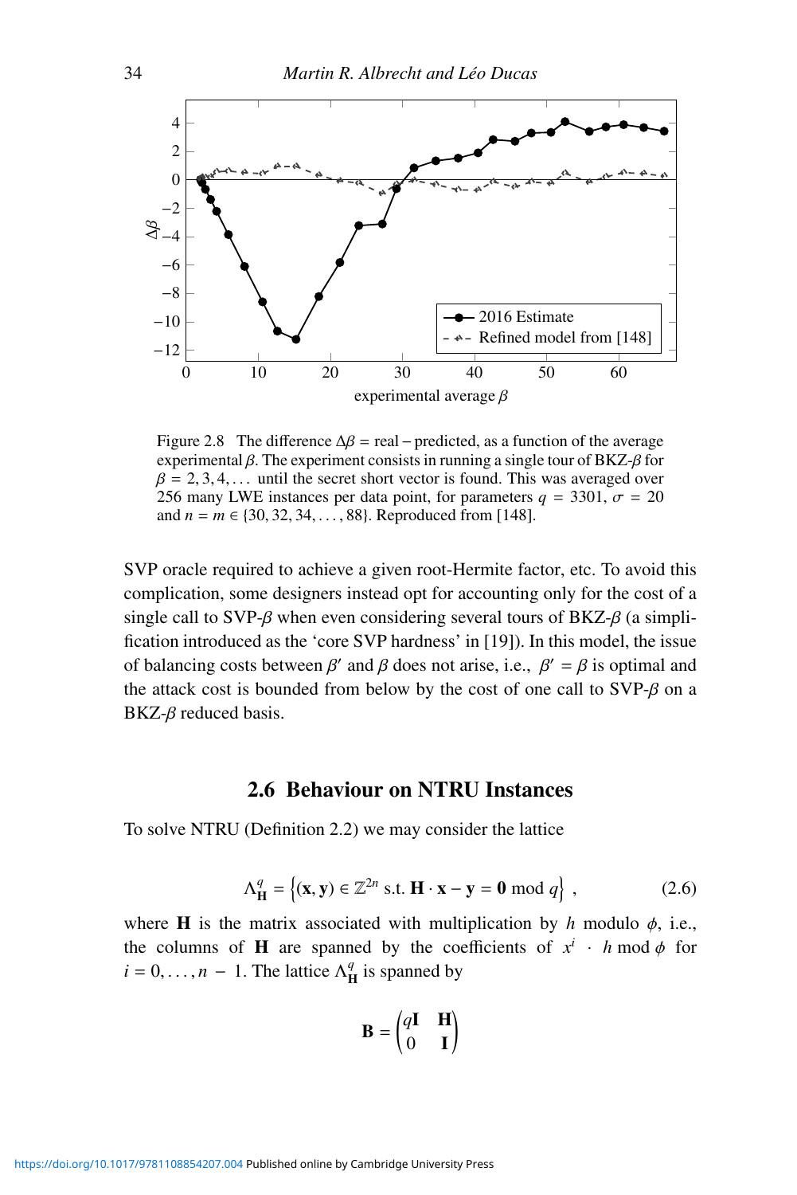Figure 2.8  The difference $\Delta\beta$ = real − predicted, as a function of the average experimental $\beta$. The experiment consists in running a single tour of BKZ-$\beta$ for $\beta = 2, 3, 4, \ldots$ until the secret short vector is found. This was averaged over 256 many LWE instances per data point, for parameters $q = 3301$, $\sigma = 20$ and $n = m \in \{30, 32, 34, \ldots, 88\}$. Reproduced from [148].

SVP oracle required to achieve a given root-Hermite factor, etc. To avoid this complication, some designers instead opt for accounting only for the cost of a single call to SVP-$\beta$ when even considering several tours of BKZ-$\beta$ (a simplification introduced as the 'core SVP hardness' in [19]). In this model, the issue of balancing costs between $\beta'$ and $\beta$ does not arise, i.e., $\beta' = \beta$ is optimal and the attack cost is bounded from below by the cost of one call to SVP-$\beta$ on a BKZ-$\beta$ reduced basis.

## 2.6 Behaviour on NTRU Instances

To solve NTRU (Definition 2.2) we may consider the lattice

$$\Lambda_{\mathbf{H}}^{q} = \left\{(\mathbf{x}, \mathbf{y}) \in \mathbb{Z}^{2n} \text{ s.t. } \mathbf{H} \cdot \mathbf{x} - \mathbf{y} = \mathbf{0} \bmod q\right\}, \tag{2.6}$$

where $\mathbf{H}$ is the matrix associated with multiplication by $h$ modulo $\phi$, i.e., the columns of $\mathbf{H}$ are spanned by the coefficients of $x^i \cdot h \bmod \phi$ for $i = 0, \ldots, n-1$. The lattice $\Lambda_{\mathbf{H}}^{q}$ is spanned by

$$\mathbf{B} = \begin{pmatrix} q\mathbf{I} & \mathbf{H} \\ 0 & \mathbf{I} \end{pmatrix}$$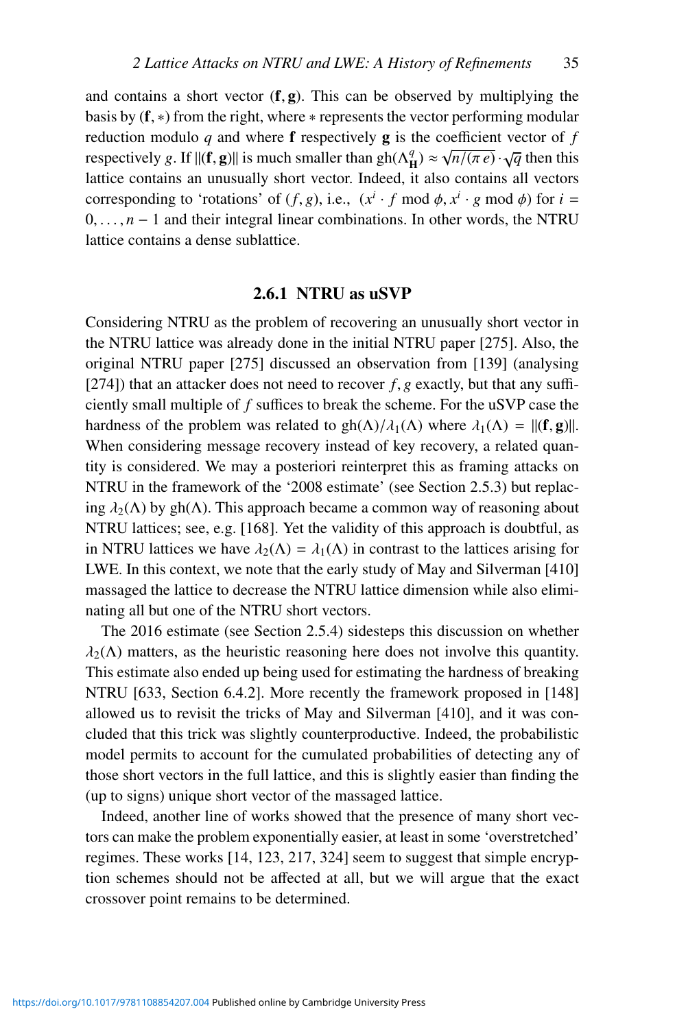and contains a short vector $(\mathbf{f}, \mathbf{g})$. This can be observed by multiplying the basis by $(\mathbf{f}, *)$ from the right, where $*$ represents the vector performing modular reduction modulo $q$ and where $\mathbf{f}$ respectively $\mathbf{g}$ is the coefficient vector of $f$ respectively $g$. If $\|(\mathbf{f}, \mathbf{g})\|$ is much smaller than $\mathrm{gh}(\Lambda^q_{\mathbf{H}}) \approx \sqrt{n/(\pi\, e)} \cdot \sqrt{q}$ then this lattice contains an unusually short vector. Indeed, it also contains all vectors corresponding to 'rotations' of $(f, g)$, i.e., $(x^i \cdot f \bmod \phi, x^i \cdot g \bmod \phi)$ for $i = 0, \ldots, n-1$ and their integral linear combinations. In other words, the NTRU lattice contains a dense sublattice.

### 2.6.1 NTRU as uSVP

Considering NTRU as the problem of recovering an unusually short vector in the NTRU lattice was already done in the initial NTRU paper [275]. Also, the original NTRU paper [275] discussed an observation from [139] (analysing [274]) that an attacker does not need to recover $f, g$ exactly, but that any sufficiently small multiple of $f$ suffices to break the scheme. For the uSVP case the hardness of the problem was related to $\mathrm{gh}(\Lambda)/\lambda_1(\Lambda)$ where $\lambda_1(\Lambda) = \|(\mathbf{f}, \mathbf{g})\|$. When considering message recovery instead of key recovery, a related quantity is considered. We may a posteriori reinterpret this as framing attacks on NTRU in the framework of the '2008 estimate' (see Section 2.5.3) but replacing $\lambda_2(\Lambda)$ by $\mathrm{gh}(\Lambda)$. This approach became a common way of reasoning about NTRU lattices; see, e.g. [168]. Yet the validity of this approach is doubtful, as in NTRU lattices we have $\lambda_2(\Lambda) = \lambda_1(\Lambda)$ in contrast to the lattices arising for LWE. In this context, we note that the early study of May and Silverman [410] massaged the lattice to decrease the NTRU lattice dimension while also eliminating all but one of the NTRU short vectors.

The 2016 estimate (see Section 2.5.4) sidesteps this discussion on whether $\lambda_2(\Lambda)$ matters, as the heuristic reasoning here does not involve this quantity. This estimate also ended up being used for estimating the hardness of breaking NTRU [633, Section 6.4.2]. More recently the framework proposed in [148] allowed us to revisit the tricks of May and Silverman [410], and it was concluded that this trick was slightly counterproductive. Indeed, the probabilistic model permits to account for the cumulated probabilities of detecting any of those short vectors in the full lattice, and this is slightly easier than finding the (up to signs) unique short vector of the massaged lattice.

Indeed, another line of works showed that the presence of many short vectors can make the problem exponentially easier, at least in some 'overstretched' regimes. These works [14, 123, 217, 324] seem to suggest that simple encryption schemes should not be affected at all, but we will argue that the exact crossover point remains to be determined.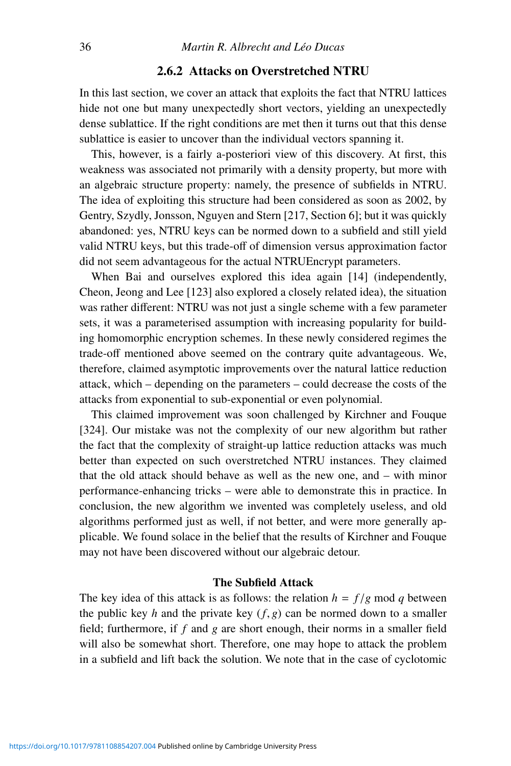### 2.6.2 Attacks on Overstretched NTRU

In this last section, we cover an attack that exploits the fact that NTRU lattices hide not one but many unexpectedly short vectors, yielding an unexpectedly dense sublattice. If the right conditions are met then it turns out that this dense sublattice is easier to uncover than the individual vectors spanning it.

This, however, is a fairly a-posteriori view of this discovery. At first, this weakness was associated not primarily with a density property, but more with an algebraic structure property: namely, the presence of subfields in NTRU. The idea of exploiting this structure had been considered as soon as 2002, by Gentry, Szydly, Jonsson, Nguyen and Stern [217, Section 6]; but it was quickly abandoned: yes, NTRU keys can be normed down to a subfield and still yield valid NTRU keys, but this trade-off of dimension versus approximation factor did not seem advantageous for the actual NTRUEncrypt parameters.

When Bai and ourselves explored this idea again [14] (independently, Cheon, Jeong and Lee [123] also explored a closely related idea), the situation was rather different: NTRU was not just a single scheme with a few parameter sets, it was a parameterised assumption with increasing popularity for building homomorphic encryption schemes. In these newly considered regimes the trade-off mentioned above seemed on the contrary quite advantageous. We, therefore, claimed asymptotic improvements over the natural lattice reduction attack, which – depending on the parameters – could decrease the costs of the attacks from exponential to sub-exponential or even polynomial.

This claimed improvement was soon challenged by Kirchner and Fouque [324]. Our mistake was not the complexity of our new algorithm but rather the fact that the complexity of straight-up lattice reduction attacks was much better than expected on such overstretched NTRU instances. They claimed that the old attack should behave as well as the new one, and – with minor performance-enhancing tricks – were able to demonstrate this in practice. In conclusion, the new algorithm we invented was completely useless, and old algorithms performed just as well, if not better, and were more generally applicable. We found solace in the belief that the results of Kirchner and Fouque may not have been discovered without our algebraic detour.

#### The Subfield Attack

The key idea of this attack is as follows: the relation $h = f/g \bmod q$ between the public key $h$ and the private key $(f, g)$ can be normed down to a smaller field; furthermore, if $f$ and $g$ are short enough, their norms in a smaller field will also be somewhat short. Therefore, one may hope to attack the problem in a subfield and lift back the solution. We note that in the case of cyclotomic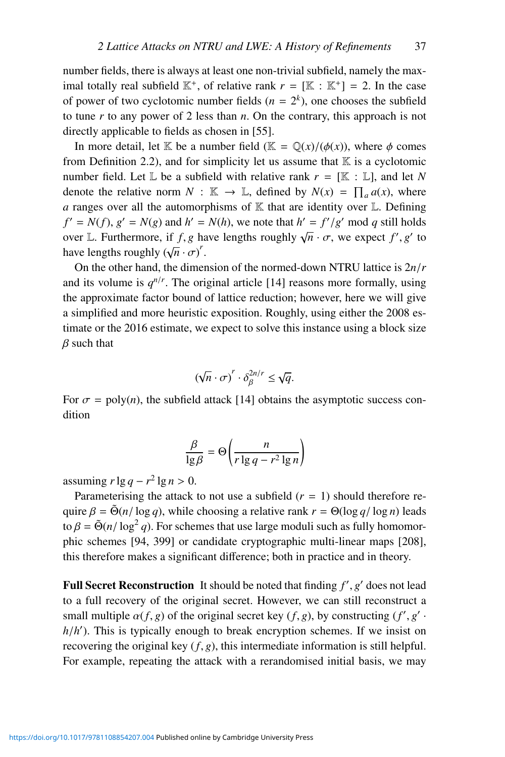number fields, there is always at least one non-trivial subfield, namely the maximal totally real subfield $\mathbb{K}^+$, of relative rank $r = [\mathbb{K} : \mathbb{K}^+] = 2$. In the case of power of two cyclotomic number fields ($n = 2^k$), one chooses the subfield to tune $r$ to any power of 2 less than $n$. On the contrary, this approach is not directly applicable to fields as chosen in [55].

In more detail, let $\mathbb{K}$ be a number field ($\mathbb{K} = \mathbb{Q}(x)/(\phi(x))$, where $\phi$ comes from Definition 2.2), and for simplicity let us assume that $\mathbb{K}$ is a cyclotomic number field. Let $\mathbb{L}$ be a subfield with relative rank $r = [\mathbb{K} : \mathbb{L}]$, and let $N$ denote the relative norm $N : \mathbb{K} \to \mathbb{L}$, defined by $N(x) = \prod_a a(x)$, where $a$ ranges over all the automorphisms of $\mathbb{K}$ that are identity over $\mathbb{L}$. Defining $f' = N(f)$, $g' = N(g)$ and $h' = N(h)$, we note that $h' = f'/g' \bmod q$ still holds over $\mathbb{L}$. Furthermore, if $f, g$ have lengths roughly $\sqrt{n} \cdot \sigma$, we expect $f', g'$ to have lengths roughly $(\sqrt{n} \cdot \sigma)^r$.

On the other hand, the dimension of the normed-down NTRU lattice is $2n/r$ and its volume is $q^{n/r}$. The original article [14] reasons more formally, using the approximate factor bound of lattice reduction; however, here we will give a simplified and more heuristic exposition. Roughly, using either the 2008 estimate or the 2016 estimate, we expect to solve this instance using a block size $\beta$ such that

$$(\sqrt{n} \cdot \sigma)^r \cdot \delta_\beta^{2n/r} \leq \sqrt{q}.$$

For $\sigma = \operatorname{poly}(n)$, the subfield attack [14] obtains the asymptotic success condition

$$\frac{\beta}{\lg \beta} = \Theta\left(\frac{n}{r \lg q - r^2 \lg n}\right)$$

assuming $r \lg q - r^2 \lg n > 0$.

Parameterising the attack to not use a subfield ($r = 1$) should therefore require $\beta = \tilde{\Theta}(n/\log q)$, while choosing a relative rank $r = \Theta(\log q/\log n)$ leads to $\beta = \tilde{\Theta}(n/\log^2 q)$. For schemes that use large moduli such as fully homomorphic schemes [94, 399] or candidate cryptographic multi-linear maps [208], this therefore makes a significant difference; both in practice and in theory.

**Full Secret Reconstruction** It should be noted that finding $f', g'$ does not lead to a full recovery of the original secret. However, we can still reconstruct a small multiple $\alpha(f, g)$ of the original secret key $(f, g)$, by constructing $(f', g' \cdot h/h')$. This is typically enough to break encryption schemes. If we insist on recovering the original key $(f, g)$, this intermediate information is still helpful. For example, repeating the attack with a rerandomised initial basis, we may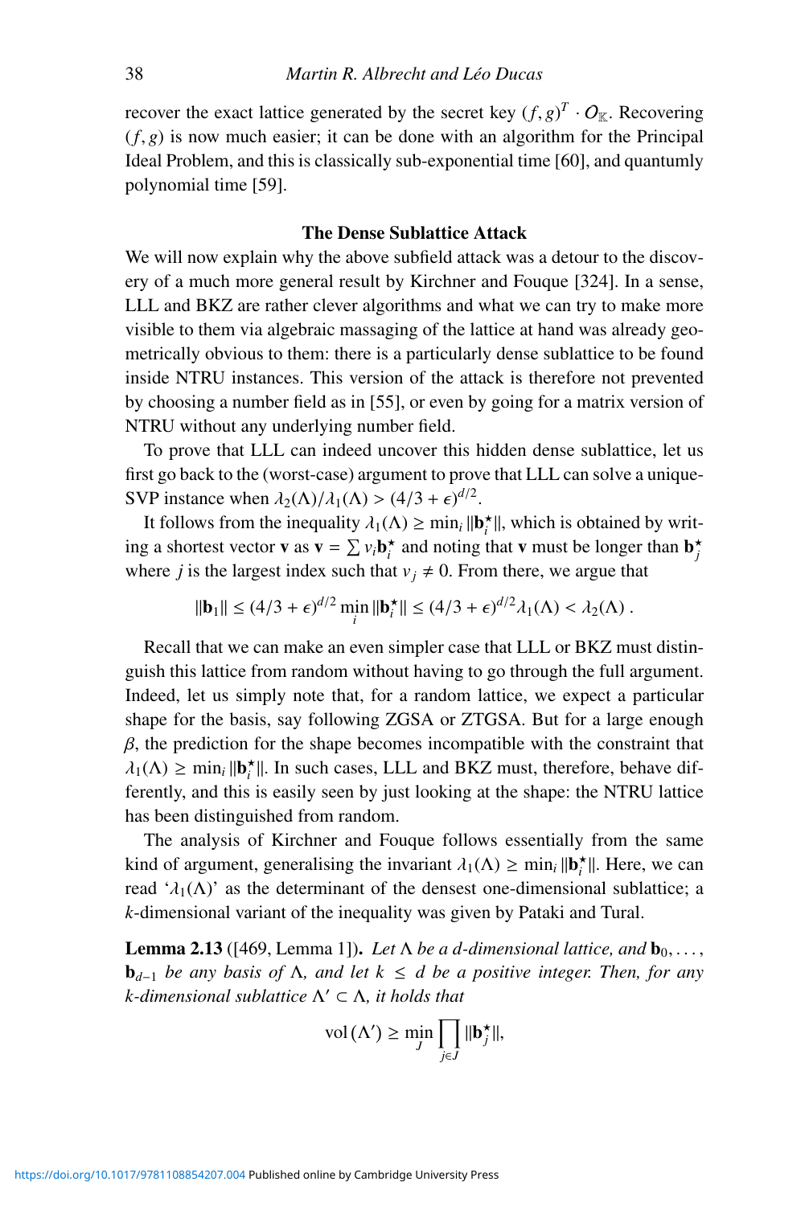recover the exact lattice generated by the secret key $(f, g)^T \cdot \mathcal{O}_{\mathbb{K}}$. Recovering $(f, g)$ is now much easier; it can be done with an algorithm for the Principal Ideal Problem, and this is classically sub-exponential time [60], and quantumly polynomial time [59].

### The Dense Sublattice Attack

We will now explain why the above subfield attack was a detour to the discovery of a much more general result by Kirchner and Fouque [324]. In a sense, LLL and BKZ are rather clever algorithms and what we can try to make more visible to them via algebraic massaging of the lattice at hand was already geometrically obvious to them: there is a particularly dense sublattice to be found inside NTRU instances. This version of the attack is therefore not prevented by choosing a number field as in [55], or even by going for a matrix version of NTRU without any underlying number field.

To prove that LLL can indeed uncover this hidden dense sublattice, let us first go back to the (worst-case) argument to prove that LLL can solve a unique-SVP instance when $\lambda_2(\Lambda)/\lambda_1(\Lambda) > (4/3 + \epsilon)^{d/2}$.

It follows from the inequality $\lambda_1(\Lambda) \geq \min_i \|\mathbf{b}_i^\star\|$, which is obtained by writing a shortest vector $\mathbf{v}$ as $\mathbf{v} = \sum v_i \mathbf{b}_i^\star$ and noting that $\mathbf{v}$ must be longer than $\mathbf{b}_j^\star$ where $j$ is the largest index such that $v_j \neq 0$. From there, we argue that

$$\|\mathbf{b}_1\| \leq (4/3 + \epsilon)^{d/2} \min_i \|\mathbf{b}_i^\star\| \leq (4/3 + \epsilon)^{d/2} \lambda_1(\Lambda) < \lambda_2(\Lambda) \, .$$

Recall that we can make an even simpler case that LLL or BKZ must distinguish this lattice from random without having to go through the full argument. Indeed, let us simply note that, for a random lattice, we expect a particular shape for the basis, say following ZGSA or ZTGSA. But for a large enough $\beta$, the prediction for the shape becomes incompatible with the constraint that $\lambda_1(\Lambda) \geq \min_i \|\mathbf{b}_i^\star\|$. In such cases, LLL and BKZ must, therefore, behave differently, and this is easily seen by just looking at the shape: the NTRU lattice has been distinguished from random.

The analysis of Kirchner and Fouque follows essentially from the same kind of argument, generalising the invariant $\lambda_1(\Lambda) \geq \min_i \|\mathbf{b}_i^\star\|$. Here, we can read '$\lambda_1(\Lambda)$' as the determinant of the densest one-dimensional sublattice; a $k$-dimensional variant of the inequality was given by Pataki and Tural.

**Lemma 2.13** ([469, Lemma 1])**.** *Let $\Lambda$ be a $d$-dimensional lattice, and $\mathbf{b}_0, \ldots, \mathbf{b}_{d-1}$ be any basis of $\Lambda$, and let $k \leq d$ be a positive integer. Then, for any $k$-dimensional sublattice $\Lambda' \subset \Lambda$, it holds that*

$$\operatorname{vol}(\Lambda') \geq \min_J \prod_{j \in J} \|\mathbf{b}_j^\star\|,$$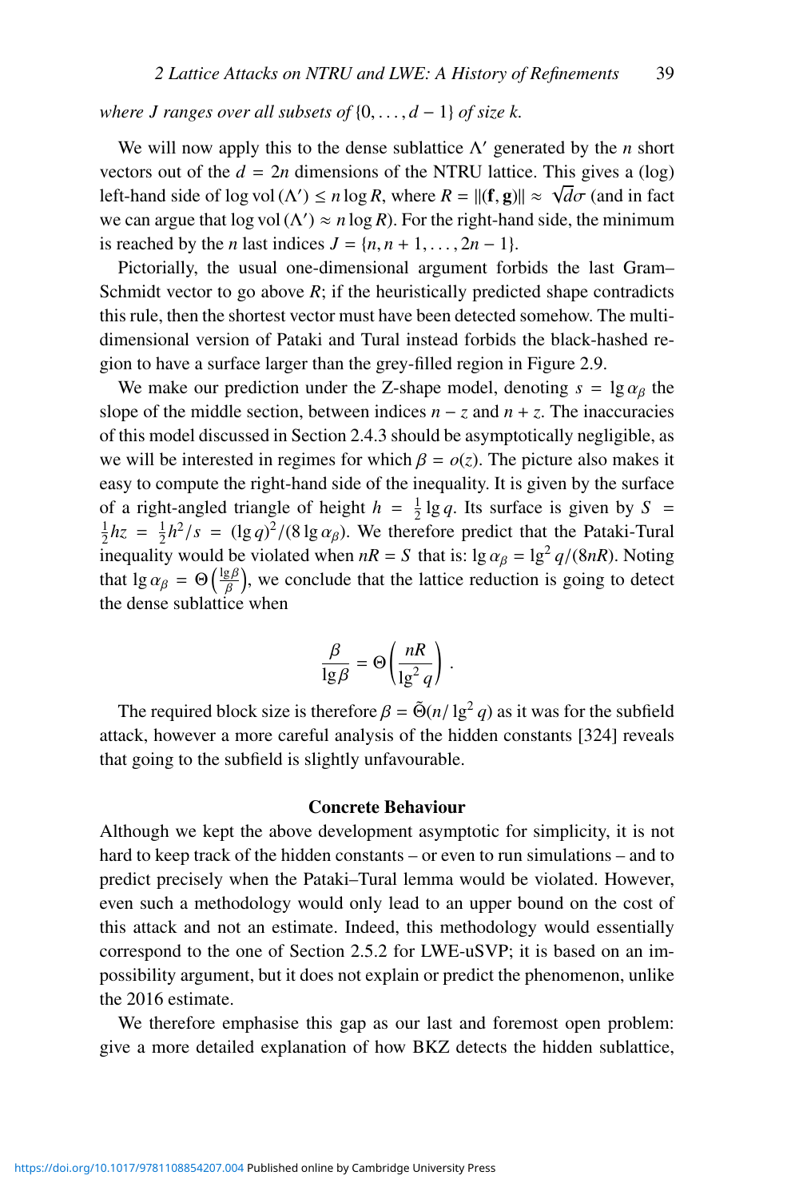*where $J$ ranges over all subsets of $\{0, \ldots, d-1\}$ of size $k$.*

We will now apply this to the dense sublattice $\Lambda'$ generated by the $n$ short vectors out of the $d = 2n$ dimensions of the NTRU lattice. This gives a (log) left-hand side of $\log \operatorname{vol}(\Lambda') \leq n \log R$, where $R = \|(\mathbf{f}, \mathbf{g})\| \approx \sqrt{d}\sigma$ (and in fact we can argue that $\log \operatorname{vol}(\Lambda') \approx n \log R$). For the right-hand side, the minimum is reached by the $n$ last indices $J = \{n, n+1, \ldots, 2n-1\}$.

Pictorially, the usual one-dimensional argument forbids the last Gram–Schmidt vector to go above $R$; if the heuristically predicted shape contradicts this rule, then the shortest vector must have been detected somehow. The multi-dimensional version of Pataki and Tural instead forbids the black-hashed region to have a surface larger than the grey-filled region in Figure 2.9.

We make our prediction under the Z-shape model, denoting $s = \lg \alpha_\beta$ the slope of the middle section, between indices $n - z$ and $n + z$. The inaccuracies of this model discussed in Section 2.4.3 should be asymptotically negligible, as we will be interested in regimes for which $\beta = o(z)$. The picture also makes it easy to compute the right-hand side of the inequality. It is given by the surface of a right-angled triangle of height $h = \frac{1}{2} \lg q$. Its surface is given by $S = \frac{1}{2} hz = \frac{1}{2} h^2/s = (\lg q)^2/(8 \lg \alpha_\beta)$. We therefore predict that the Pataki-Tural inequality would be violated when $nR = S$ that is: $\lg \alpha_\beta = \lg^2 q/(8nR)$. Noting that $\lg \alpha_\beta = \Theta\left(\frac{\lg \beta}{\beta}\right)$, we conclude that the lattice reduction is going to detect the dense sublattice when

$$\frac{\beta}{\lg \beta} = \Theta\left(\frac{nR}{\lg^2 q}\right).$$

The required block size is therefore $\beta = \tilde{\Theta}(n/\lg^2 q)$ as it was for the subfield attack, however a more careful analysis of the hidden constants [324] reveals that going to the subfield is slightly unfavourable.

### Concrete Behaviour

Although we kept the above development asymptotic for simplicity, it is not hard to keep track of the hidden constants – or even to run simulations – and to predict precisely when the Pataki–Tural lemma would be violated. However, even such a methodology would only lead to an upper bound on the cost of this attack and not an estimate. Indeed, this methodology would essentially correspond to the one of Section 2.5.2 for LWE-uSVP; it is based on an impossibility argument, but it does not explain or predict the phenomenon, unlike the 2016 estimate.

We therefore emphasise this gap as our last and foremost open problem: give a more detailed explanation of how BKZ detects the hidden sublattice,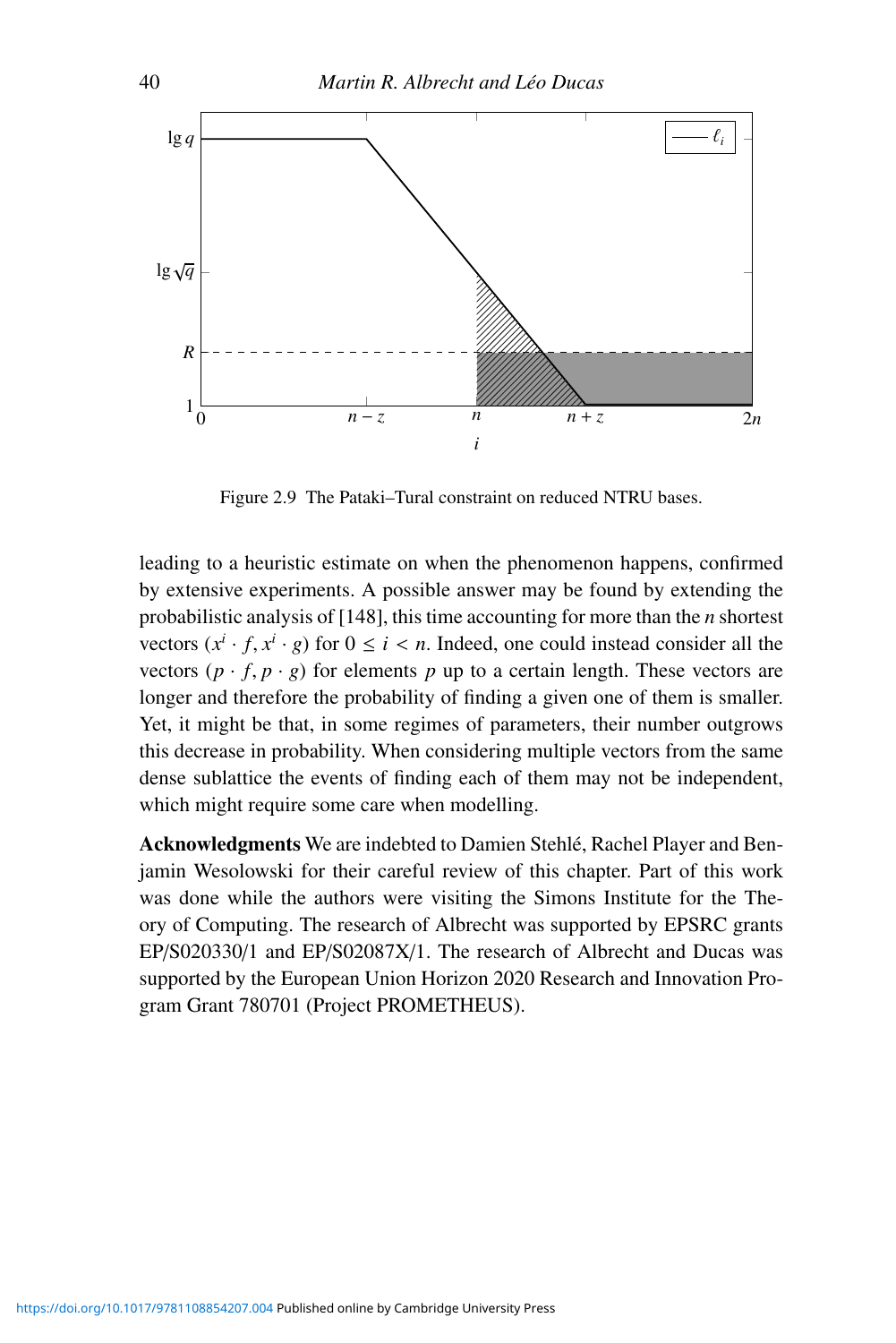lg $q$

lg $\sqrt{q}$

$R$

1

0

$n-z$

$n$

$n+z$

$2n$

$i$

$\ell_i$

Figure 2.9 The Pataki–Tural constraint on reduced NTRU bases.

leading to a heuristic estimate on when the phenomenon happens, confirmed by extensive experiments. A possible answer may be found by extending the probabilistic analysis of [148], this time accounting for more than the $n$ shortest vectors $(x^i \cdot f, x^i \cdot g)$ for $0 \le i < n$. Indeed, one could instead consider all the vectors $(p \cdot f, p \cdot g)$ for elements $p$ up to a certain length. These vectors are longer and therefore the probability of finding a given one of them is smaller. Yet, it might be that, in some regimes of parameters, their number outgrows this decrease in probability. When considering multiple vectors from the same dense sublattice the events of finding each of them may not be independent, which might require some care when modelling.

**Acknowledgments** We are indebted to Damien Stehlé, Rachel Player and Benjamin Wesolowski for their careful review of this chapter. Part of this work was done while the authors were visiting the Simons Institute for the Theory of Computing. The research of Albrecht was supported by EPSRC grants EP/S020330/1 and EP/S02087X/1. The research of Albrecht and Ducas was supported by the European Union Horizon 2020 Research and Innovation Program Grant 780701 (Project PROMETHEUS).